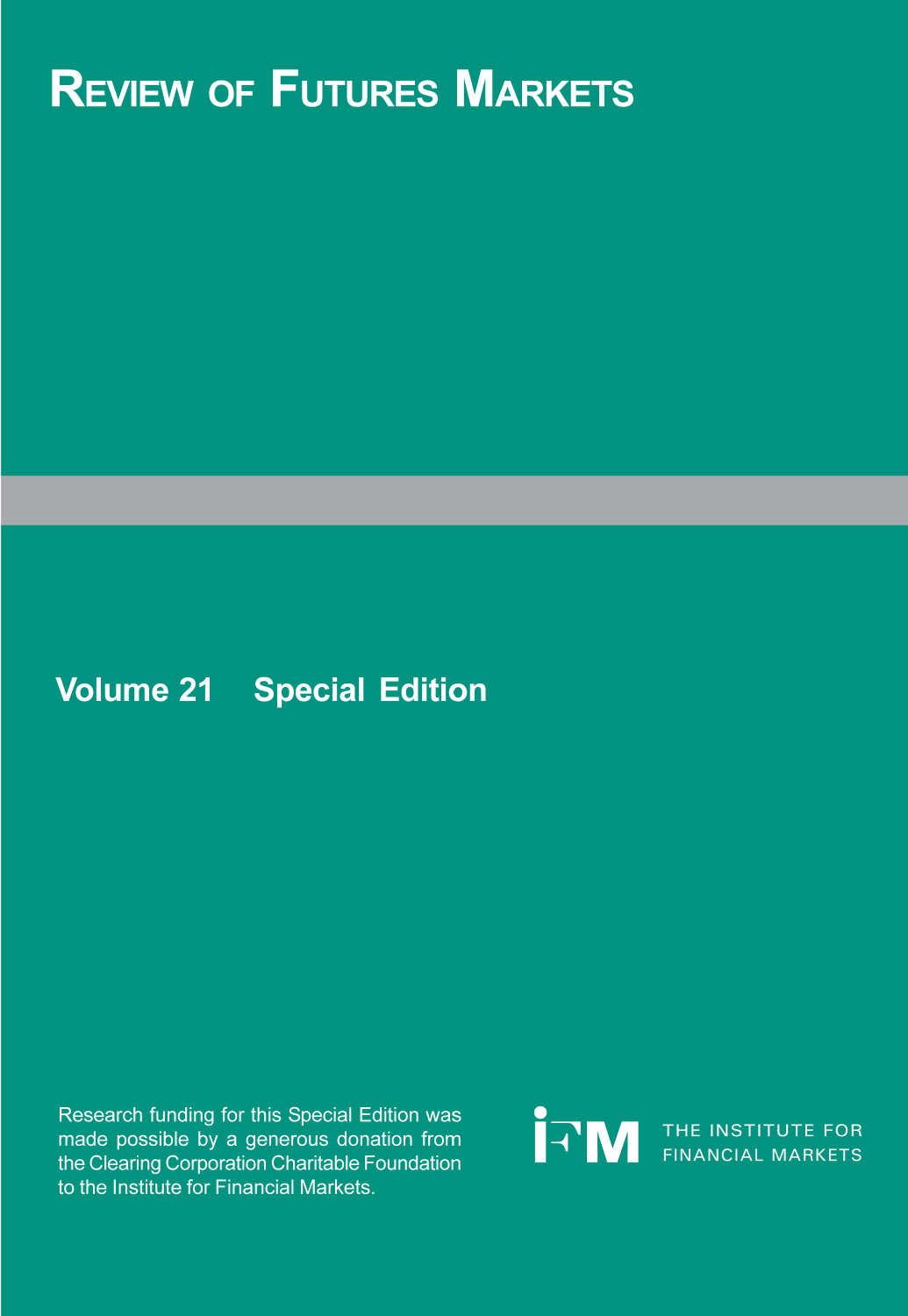# Review of Futures Markets

## Volume 21 Special Edition

Research funding for this Special Edition was made possible by a generous donation from the Clearing Corporation Charitable Foundation to the Institute for Financial Markets.

IFM THE INSTITUTE FOR FINANCIAL MARKETS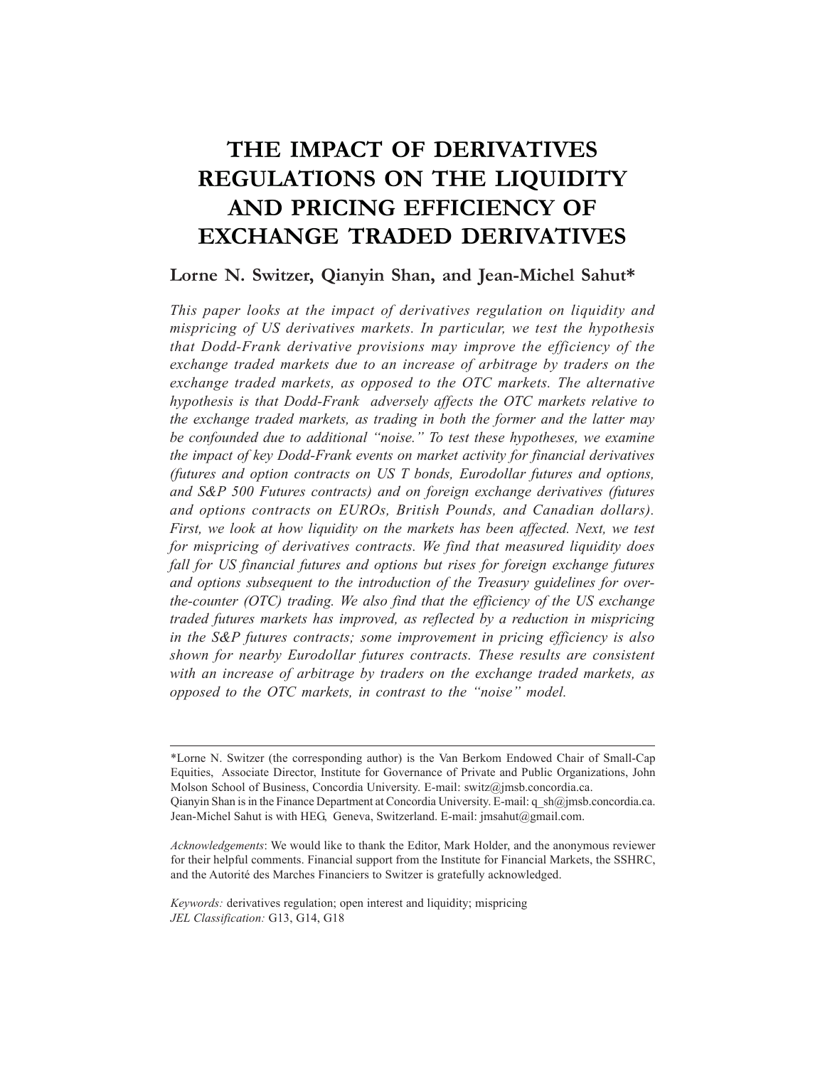# THE IMPACT OF DERIVATIVES REGULATIONS ON THE LIQUIDITY AND PRICING EFFICIENCY OF EXCHANGE TRADED DERIVATIVES

**Lorne N. Switzer, Qianyin Shan, and Jean-Michel Sahut***

*This paper looks at the impact of derivatives regulation on liquidity and mispricing of US derivatives markets. In particular, we test the hypothesis that Dodd-Frank derivative provisions may improve the efficiency of the exchange traded markets due to an increase of arbitrage by traders on the exchange traded markets, as opposed to the OTC markets. The alternative hypothesis is that Dodd-Frank adversely affects the OTC markets relative to the exchange traded markets, as trading in both the former and the latter may be confounded due to additional "noise." To test these hypotheses, we examine the impact of key Dodd-Frank events on market activity for financial derivatives (futures and option contracts on US T bonds, Eurodollar futures and options, and S&P 500 Futures contracts) and on foreign exchange derivatives (futures and options contracts on EUROs, British Pounds, and Canadian dollars). First, we look at how liquidity on the markets has been affected. Next, we test for mispricing of derivatives contracts. We find that measured liquidity does fall for US financial futures and options but rises for foreign exchange futures and options subsequent to the introduction of the Treasury guidelines for over-the-counter (OTC) trading. We also find that the efficiency of the US exchange traded futures markets has improved, as reflected by a reduction in mispricing in the S&P futures contracts; some improvement in pricing efficiency is also shown for nearby Eurodollar futures contracts. These results are consistent with an increase of arbitrage by traders on the exchange traded markets, as opposed to the OTC markets, in contrast to the "noise" model.*

---

*Lorne N. Switzer (the corresponding author) is the Van Berkom Endowed Chair of Small-Cap Equities, Associate Director, Institute for Governance of Private and Public Organizations, John Molson School of Business, Concordia University. E-mail: switz@jmsb.concordia.ca.
Qianyin Shan is in the Finance Department at Concordia University. E-mail: q_sh@jmsb.concordia.ca.
Jean-Michel Sahut is with HEG, Geneva, Switzerland. E-mail: jmsahut@gmail.com.

*Acknowledgements*: We would like to thank the Editor, Mark Holder, and the anonymous reviewer for their helpful comments. Financial support from the Institute for Financial Markets, the SSHRC, and the Autorité des Marches Financiers to Switzer is gratefully acknowledged.

*Keywords:* derivatives regulation; open interest and liquidity; mispricing
*JEL Classification:* G13, G14, G18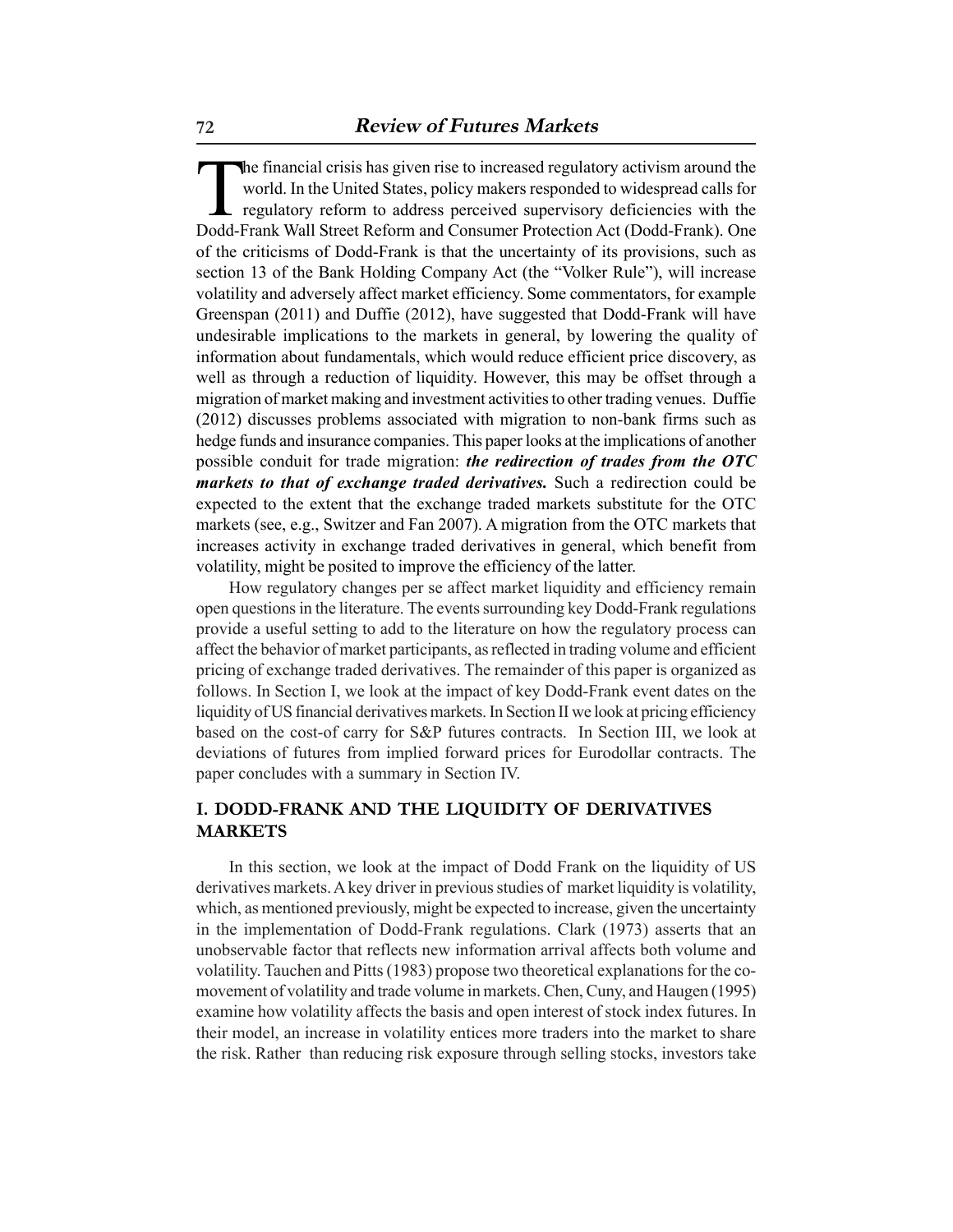The financial crisis has given rise to increased regulatory activism around the world. In the United States, policy makers responded to widespread calls for regulatory reform to address perceived supervisory deficiencies with the Dodd-Frank Wall Street Reform and Consumer Protection Act (Dodd-Frank). One of the criticisms of Dodd-Frank is that the uncertainty of its provisions, such as section 13 of the Bank Holding Company Act (the "Volker Rule"), will increase volatility and adversely affect market efficiency. Some commentators, for example Greenspan (2011) and Duffie (2012), have suggested that Dodd-Frank will have undesirable implications to the markets in general, by lowering the quality of information about fundamentals, which would reduce efficient price discovery, as well as through a reduction of liquidity. However, this may be offset through a migration of market making and investment activities to other trading venues. Duffie (2012) discusses problems associated with migration to non-bank firms such as hedge funds and insurance companies. This paper looks at the implications of another possible conduit for trade migration: ***the redirection of trades from the OTC markets to that of exchange traded derivatives.*** Such a redirection could be expected to the extent that the exchange traded markets substitute for the OTC markets (see, e.g., Switzer and Fan 2007). A migration from the OTC markets that increases activity in exchange traded derivatives in general, which benefit from volatility, might be posited to improve the efficiency of the latter.

How regulatory changes per se affect market liquidity and efficiency remain open questions in the literature. The events surrounding key Dodd-Frank regulations provide a useful setting to add to the literature on how the regulatory process can affect the behavior of market participants, as reflected in trading volume and efficient pricing of exchange traded derivatives. The remainder of this paper is organized as follows. In Section I, we look at the impact of key Dodd-Frank event dates on the liquidity of US financial derivatives markets. In Section II we look at pricing efficiency based on the cost-of carry for S&P futures contracts. In Section III, we look at deviations of futures from implied forward prices for Eurodollar contracts. The paper concludes with a summary in Section IV.

## I. DODD-FRANK AND THE LIQUIDITY OF DERIVATIVES MARKETS

In this section, we look at the impact of Dodd Frank on the liquidity of US derivatives markets. A key driver in previous studies of market liquidity is volatility, which, as mentioned previously, might be expected to increase, given the uncertainty in the implementation of Dodd-Frank regulations. Clark (1973) asserts that an unobservable factor that reflects new information arrival affects both volume and volatility. Tauchen and Pitts (1983) propose two theoretical explanations for the co-movement of volatility and trade volume in markets. Chen, Cuny, and Haugen (1995) examine how volatility affects the basis and open interest of stock index futures. In their model, an increase in volatility entices more traders into the market to share the risk. Rather than reducing risk exposure through selling stocks, investors take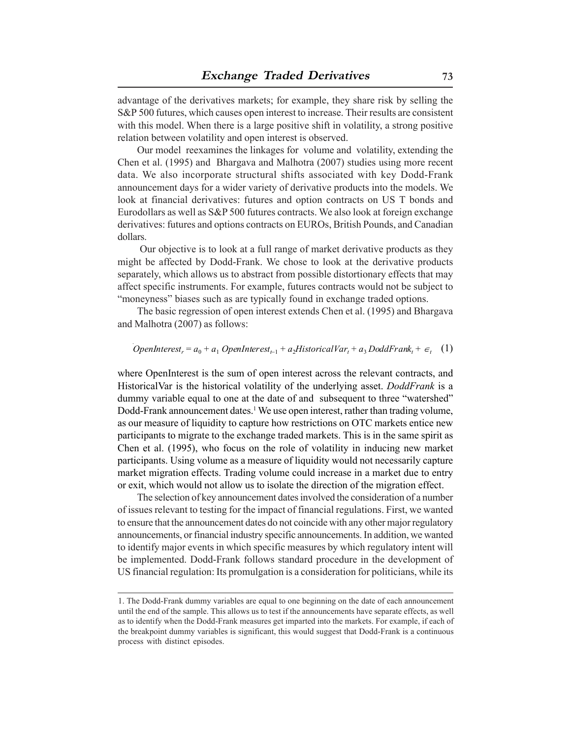advantage of the derivatives markets; for example, they share risk by selling the S&P 500 futures, which causes open interest to increase. Their results are consistent with this model. When there is a large positive shift in volatility, a strong positive relation between volatility and open interest is observed.

Our model reexamines the linkages for volume and volatility, extending the Chen et al. (1995) and Bhargava and Malhotra (2007) studies using more recent data. We also incorporate structural shifts associated with key Dodd-Frank announcement days for a wider variety of derivative products into the models. We look at financial derivatives: futures and option contracts on US T bonds and Eurodollars as well as S&P 500 futures contracts. We also look at foreign exchange derivatives: futures and options contracts on EUROs, British Pounds, and Canadian dollars.

Our objective is to look at a full range of market derivative products as they might be affected by Dodd-Frank. We chose to look at the derivative products separately, which allows us to abstract from possible distortionary effects that may affect specific instruments. For example, futures contracts would not be subject to "moneyness" biases such as are typically found in exchange traded options.

The basic regression of open interest extends Chen et al. (1995) and Bhargava and Malhotra (2007) as follows:

$$OpenInterest_r = a_0 + a_1\, OpenInterest_{t-1} + a_2 HistoricalVar_t + a_3\, DoddFrank_t + \epsilon_t \quad (1)$$

where OpenInterest is the sum of open interest across the relevant contracts, and HistoricalVar is the historical volatility of the underlying asset. *DoddFrank* is a dummy variable equal to one at the date of and subsequent to three "watershed" Dodd-Frank announcement dates.[1] We use open interest, rather than trading volume, as our measure of liquidity to capture how restrictions on OTC markets entice new participants to migrate to the exchange traded markets. This is in the same spirit as Chen et al. (1995), who focus on the role of volatility in inducing new market participants. Using volume as a measure of liquidity would not necessarily capture market migration effects. Trading volume could increase in a market due to entry or exit, which would not allow us to isolate the direction of the migration effect.

The selection of key announcement dates involved the consideration of a number of issues relevant to testing for the impact of financial regulations. First, we wanted to ensure that the announcement dates do not coincide with any other major regulatory announcements, or financial industry specific announcements. In addition, we wanted to identify major events in which specific measures by which regulatory intent will be implemented. Dodd-Frank follows standard procedure in the development of US financial regulation: Its promulgation is a consideration for politicians, while its

---

1. The Dodd-Frank dummy variables are equal to one beginning on the date of each announcement until the end of the sample. This allows us to test if the announcements have separate effects, as well as to identify when the Dodd-Frank measures get imparted into the markets. For example, if each of the breakpoint dummy variables is significant, this would suggest that Dodd-Frank is a continuous process with distinct episodes.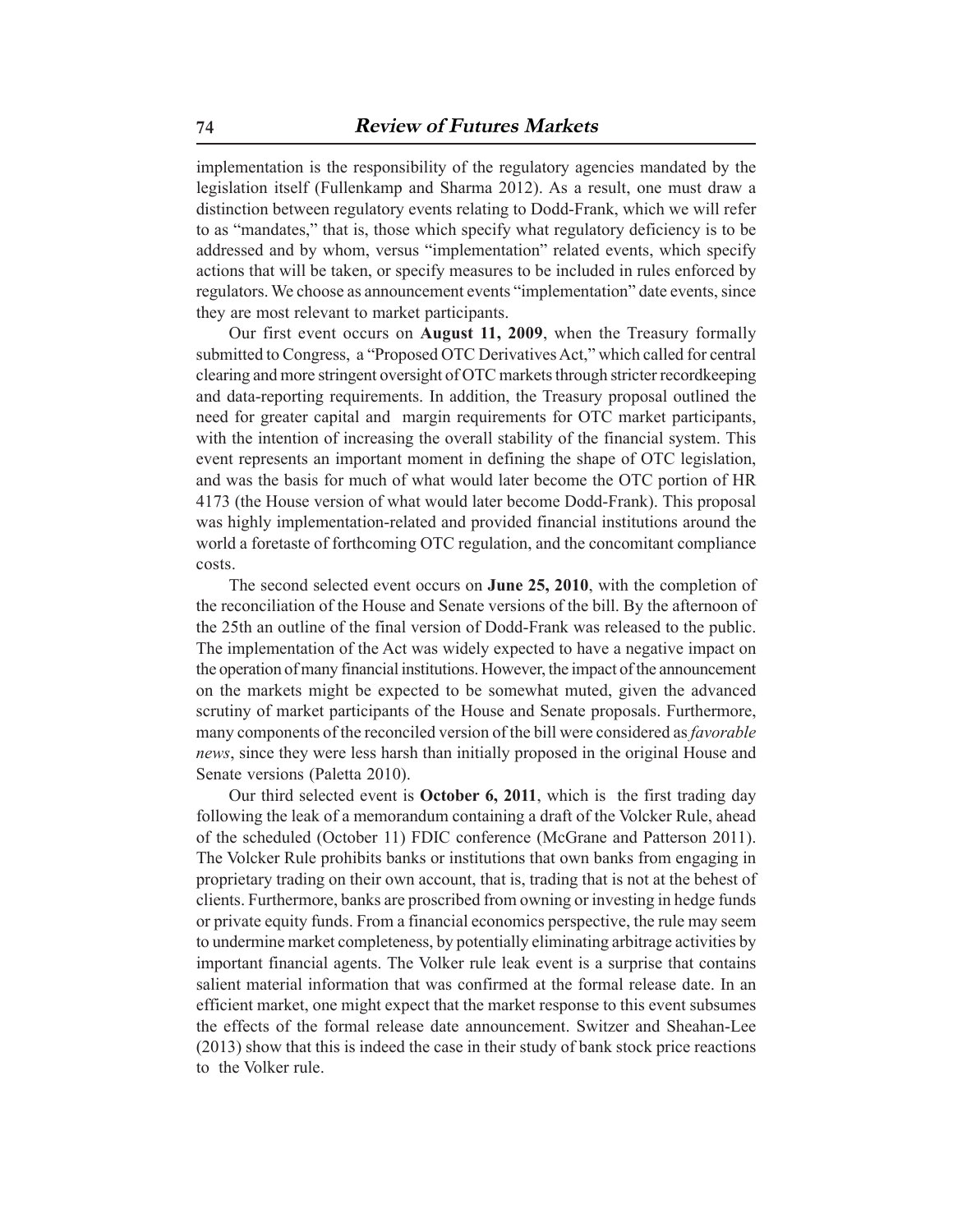implementation is the responsibility of the regulatory agencies mandated by the legislation itself (Fullenkamp and Sharma 2012). As a result, one must draw a distinction between regulatory events relating to Dodd-Frank, which we will refer to as "mandates," that is, those which specify what regulatory deficiency is to be addressed and by whom, versus "implementation" related events, which specify actions that will be taken, or specify measures to be included in rules enforced by regulators. We choose as announcement events "implementation" date events, since they are most relevant to market participants.

Our first event occurs on **August 11, 2009**, when the Treasury formally submitted to Congress, a "Proposed OTC Derivatives Act," which called for central clearing and more stringent oversight of OTC markets through stricter recordkeeping and data-reporting requirements. In addition, the Treasury proposal outlined the need for greater capital and margin requirements for OTC market participants, with the intention of increasing the overall stability of the financial system. This event represents an important moment in defining the shape of OTC legislation, and was the basis for much of what would later become the OTC portion of HR 4173 (the House version of what would later become Dodd-Frank). This proposal was highly implementation-related and provided financial institutions around the world a foretaste of forthcoming OTC regulation, and the concomitant compliance costs.

The second selected event occurs on **June 25, 2010**, with the completion of the reconciliation of the House and Senate versions of the bill. By the afternoon of the 25th an outline of the final version of Dodd-Frank was released to the public. The implementation of the Act was widely expected to have a negative impact on the operation of many financial institutions. However, the impact of the announcement on the markets might be expected to be somewhat muted, given the advanced scrutiny of market participants of the House and Senate proposals. Furthermore, many components of the reconciled version of the bill were considered as *favorable news*, since they were less harsh than initially proposed in the original House and Senate versions (Paletta 2010).

Our third selected event is **October 6, 2011**, which is the first trading day following the leak of a memorandum containing a draft of the Volcker Rule, ahead of the scheduled (October 11) FDIC conference (McGrane and Patterson 2011). The Volcker Rule prohibits banks or institutions that own banks from engaging in proprietary trading on their own account, that is, trading that is not at the behest of clients. Furthermore, banks are proscribed from owning or investing in hedge funds or private equity funds. From a financial economics perspective, the rule may seem to undermine market completeness, by potentially eliminating arbitrage activities by important financial agents. The Volker rule leak event is a surprise that contains salient material information that was confirmed at the formal release date. In an efficient market, one might expect that the market response to this event subsumes the effects of the formal release date announcement. Switzer and Sheahan-Lee (2013) show that this is indeed the case in their study of bank stock price reactions to the Volker rule.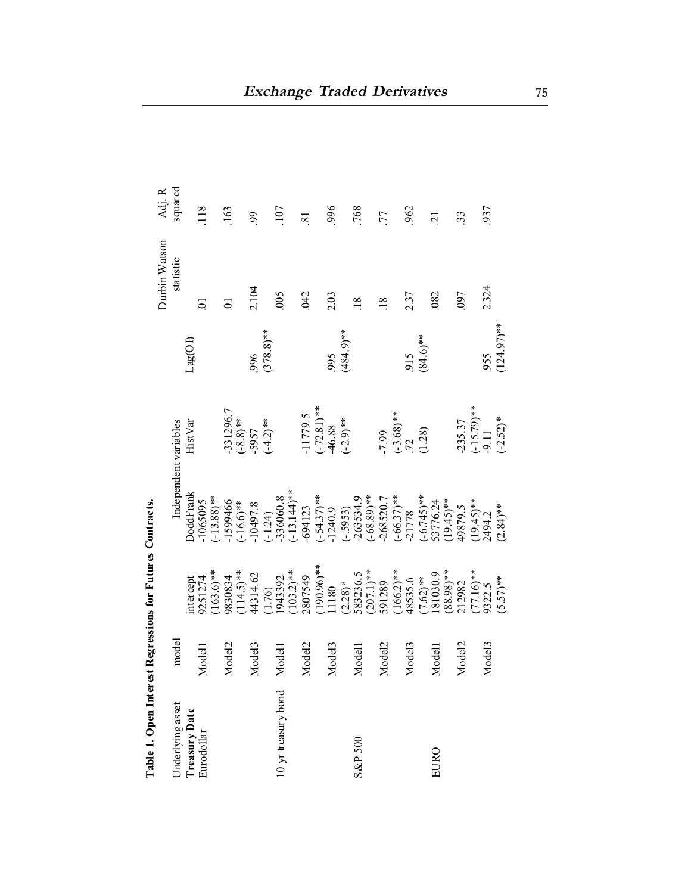**Table 1. Open Interest Regressions for Futures Contracts.**

| Underlying asset | model | Independent variables | | | | Durbin Watson statistic | Adj. R squared |
|---|---|---|---|---|---|---|---|
| **Treasury Date** | | intercept | DoddFrank | HistVar | Lag(OI) | | |
| Eurodollar | Model1 | 9251274 (163.6)** | -1065095 (-13.88)** | | | .01 | .118 |
| | Model2 | 9830834 (114.5)** | -1599466 (-16.6)** | -331296.7 (-8.8)** | | .01 | .163 |
| | Model3 | 44314.62 (1.76) | -10497.8 (-1.24) | -5957 (-4.2)** | .996 (378.8)** | 2.104 | .99 |
| 10 yr treasury bond | Model1 | 1943392 (103.2)** | -336060.8 (-13.144)** | | | .005 | .107 |
| | Model2 | 2807549 (190.96)** | -694123 (-54.37)** | -11779.5 (-72.81)** | | .042 | .81 |
| | Model3 | 11180 (2.28)* | -1240.9 (-.5953) | -46.88 (-2.9)** | .995 (484.9)** | 2.03 | .996 |
| S&P 500 | Model1 | 583236.5 (207.1)** | -263534.9 (-68.89)** | | | .18 | .768 |
| | Model2 | 591289 (166.2)** | -268520.7 (-66.37)** | -7.99 (-3.68)** | | .18 | .77 |
| | Model3 | 48535.6 (7.62)** | -21778 (-6.745)** | .72 (1.28) | .915 (84.6)** | 2.37 | .962 |
| EURO | Model1 | 181030.9 (88.98)** | 53776.24 (19.45)** | | | .082 | .21 |
| | Model2 | 212982 (77.16)** | 49879.5 (19.45)** | -235.37 (-15.79)** | | .097 | .33 |
| | Model3 | 9322.5 (5.57)** | 2494.2 (2.84)** | -9.11 (-2.52)* | .955 (124.97)** | 2.324 | .937 |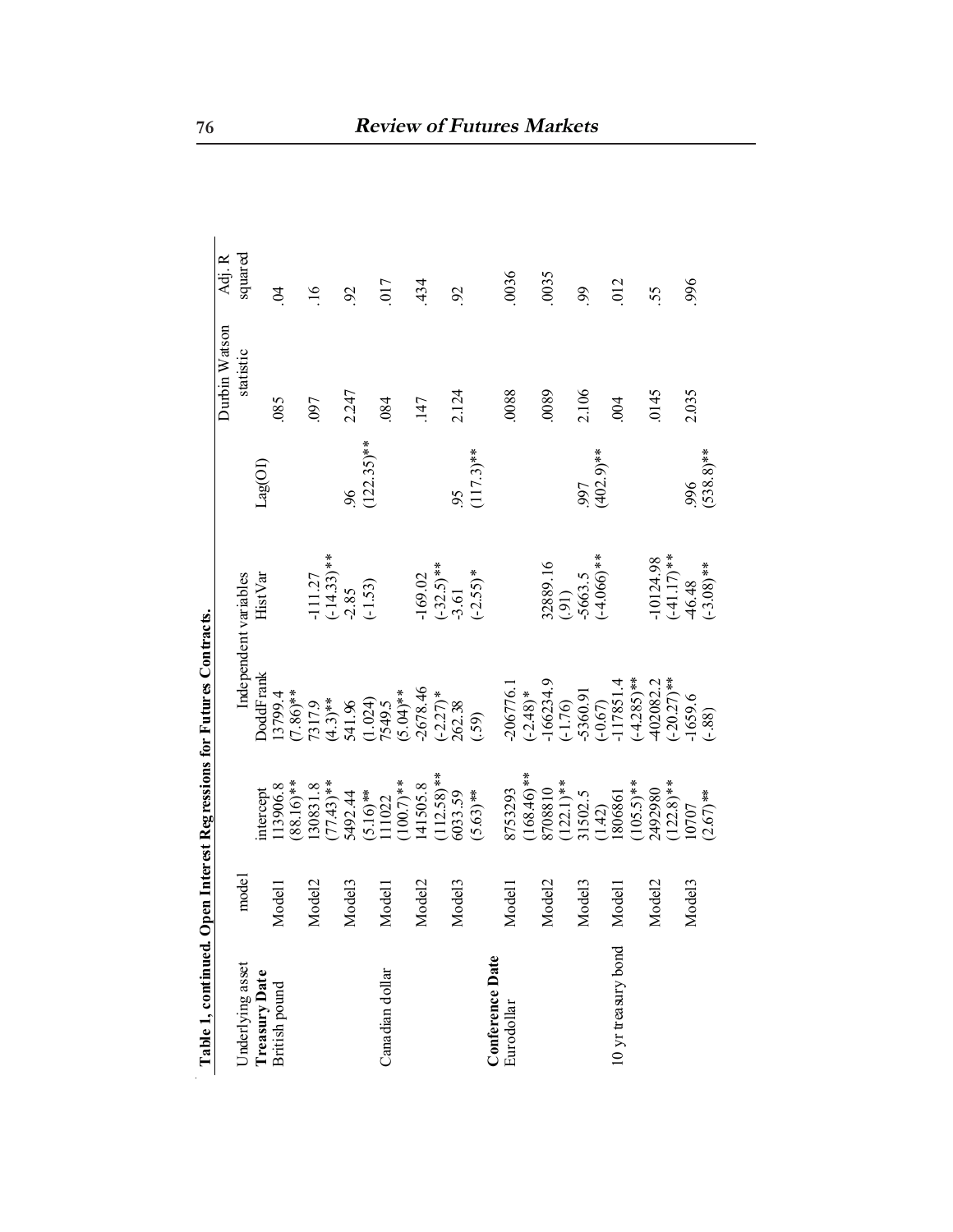**Table 1, continued. Open Interest Regressions for Futures Contracts.**

| Underlying asset | model | Independent variables | | | | Durbin Watson statistic | Adj. R squared |
|---|---|---|---|---|---|---|---|
| | | intercept | DoddFrank | HistVar | Lag(OI) | | |
| **Treasury Date** | | | | | | | |
| British pound | Model1 | 113906.8 (88.16)** | 13799.4 (7.86)** | | | .085 | .04 |
| | Model2 | 130831.8 (77.43)** | 7317.9 (4.3)** | -111.27 (-14.33)** | | .097 | .16 |
| | Model3 | 5492.44 (5.16)** | 541.96 (1.024) | -2.85 (-1.53) | .96 (122.35)** | 2.247 | .92 |
| Canadian dollar | Model1 | 111022 (100.7)** | 7549.5 (5.04)** | | | .084 | .017 |
| | Model2 | 141505.8 (112.58)** | -2678.46 (-2.27)* | -169.02 (-32.5)** | | .147 | .434 |
| | Model3 | 6033.59 (5.63)** | 262.38 (.59) | -3.61 (-2.55)* | .95 (117.3)** | 2.124 | .92 |
| **Conference Date** | | | | | | | |
| Eurodollar | Model1 | 8753293 (168.46)** | -206776.1 (-2.48)* | | | .0088 | .0036 |
| | Model2 | 8708810 (122.1)** | -166234.9 (-1.76) | 32889.16 (.91) | | .0089 | .0035 |
| | Model3 | 31502.5 (1.42) | -5360.91 (-0.67) | -5663.5 (-4.066)** | .997 (402.9)** | 2.106 | .99 |
| 10 yr treasury bond | Model1 | 1806861 (105.5)** | -117851.4 (-4.285)** | | | .004 | .012 |
| | Model2 | 2492980 (122.8)** | -402082.2 (-20.27)** | -10124.98 (-41.17)** | | .0145 | .55 |
| | Model3 | 10707 (2.67)** | -1659.6 (-.88) | -46.48 (-3.08)** | .996 (538.8)** | 2.035 | .996 |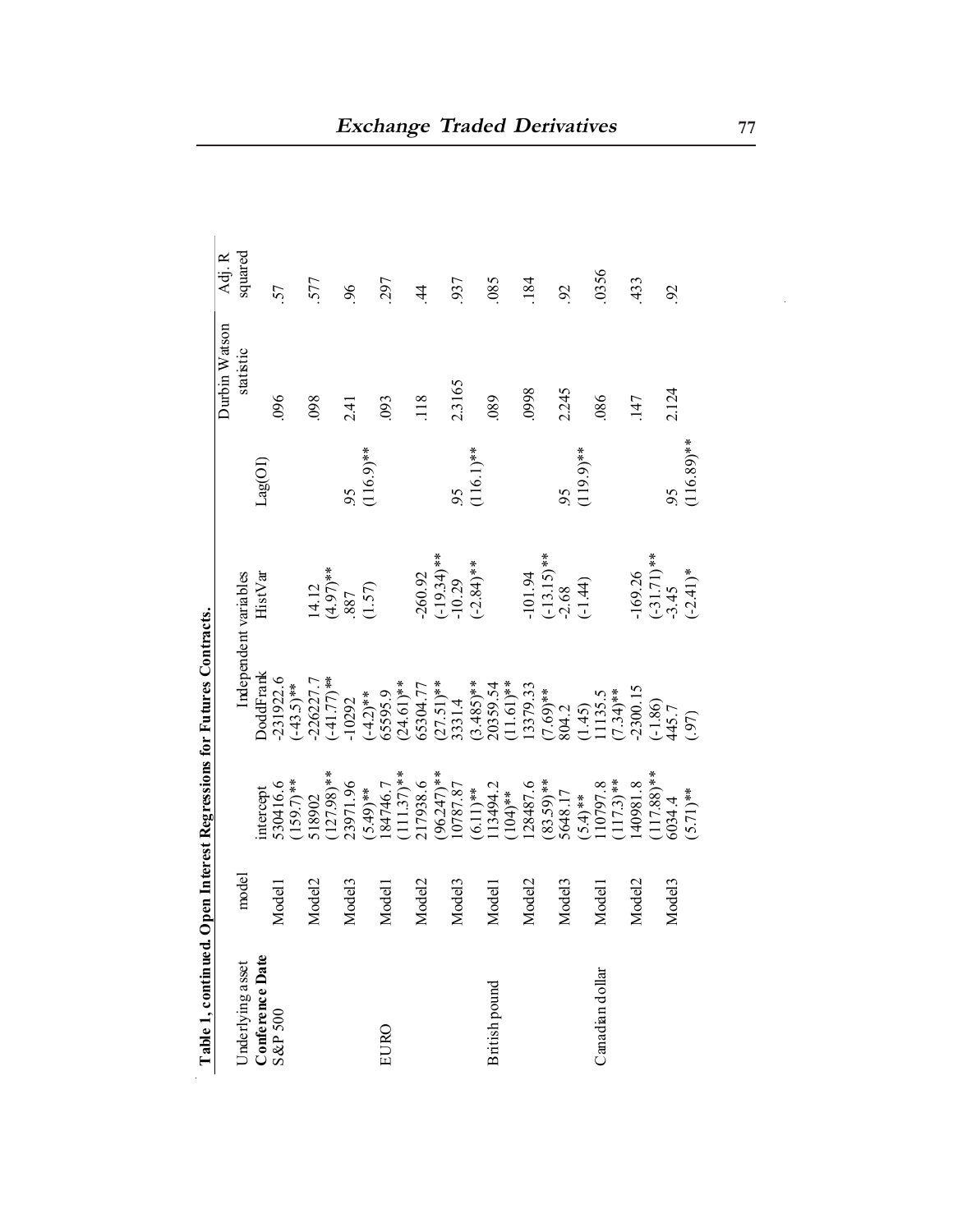**Table 1, continued. Open Interest Regressions for Futures Contracts.**

| Underlying asset | model | | Independent variables | | | Durbin Watson statistic | Adj. R squared |
|---|---|---|---|---|---|---|---|
| **Conference Date** | | intercept | DoddFrank | HistVar | Lag(OI) | | |
| S&P 500 | Model1 | 530416.6 (159.7)** | -231922.6 (-43.5)** | | | .096 | .57 |
| | Model2 | 518902 (127.98)** | -226227.7 (-41.77)** | 14.12 (4.97)** | | .098 | .577 |
| | Model3 | 23971.96 (5.49)** | -10292 (-4.2)** | .887 (1.57) | .95 (116.9)** | 2.41 | .96 |
| EURO | Model1 | 184746.7 (111.37)** | 65595.9 (24.61)** | | | .093 | .297 |
| | Model2 | 217938.6 (96.247)** | 65304.77 (27.51)** | -260.92 (-19.34)** | | .118 | .44 |
| | Model3 | 10787.87 (6.11)** | 3331.4 (3.485)** | -10.29 (-2.84)** | .95 (116.1)** | 2.3165 | .937 |
| British pound | Model1 | 113494.2 (104)** | 20359.54 (11.61)** | | | .089 | .085 |
| | Model2 | 128487.6 (83.59)** | 13379.33 (7.69)** | -101.94 (-13.15)** | | .0998 | .184 |
| | Model3 | 5648.17 (5.4)** | 804.2 (1.45) | -2.68 (-1.44) | .95 (119.9)** | 2.245 | .92 |
| Canadian dollar | Model1 | 110797.8 (117.3)** | 11135.5 (7.34)** | | | .086 | .0356 |
| | Model2 | 140981.8 (117.88)** | -2300.15 (-1.86) | -169.26 (-31.71)** | | .147 | .433 |
| | Model3 | 6034.4 (5.71)** | 445.7 (.97) | -3.45 (-2.41)* | .95 (116.89)** | 2.124 | .92 |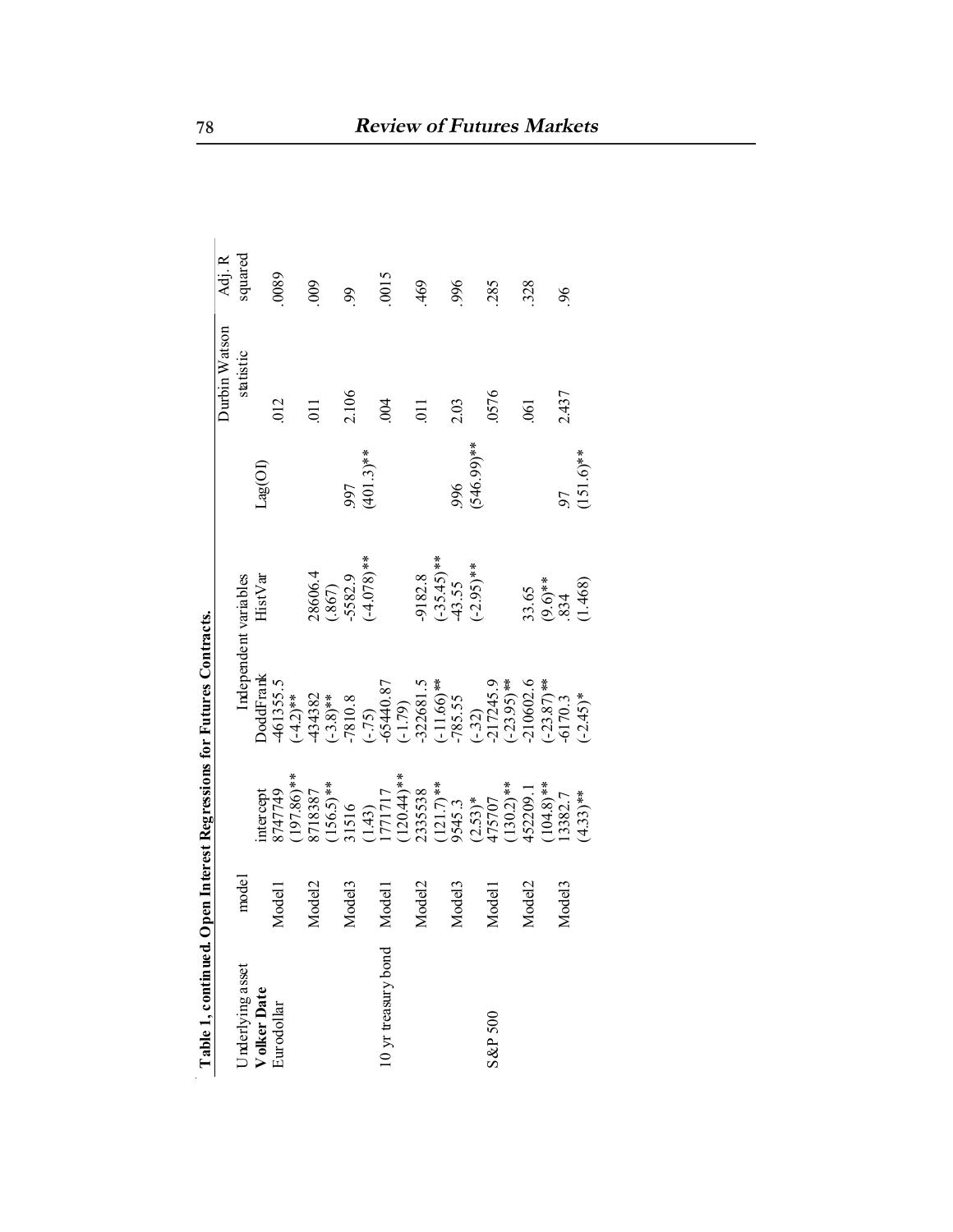**Table 1, continued. Open Interest Regressions for Futures Contracts.**

| Underlying asset | model | Independent variables | | | | Durbin Watson statistic | Adj. R squared |
|---|---|---|---|---|---|---|---|
| | | intercept | DoddFrank | HistVar | Lag(OI) | | |
| **Volker Date** | | | | | | | |
| Eurodollar | Model1 | 8747749 | -461355.5 | | | .012 | .0089 |
| | | (197.86)** | (-4.2)** | | | | |
| | Model2 | 8718387 | -434382 | 28606.4 | | .011 | .009 |
| | | (156.5)** | (-3.8)** | (.867) | | | |
| | Model3 | 31516 | -7810.8 | -5582.9 | .997 | 2.106 | .99 |
| | | (1.43) | (-.75) | (-4.078)** | (401.3)** | | |
| 10 yr treasury bond | Model1 | 1771717 | -65440.87 | | | .004 | .0015 |
| | | (120.44)** | (-1.79) | | | | |
| | Model2 | 2335538 | -322681.5 | -9182.8 | | .011 | .469 |
| | | (121.7)** | (-11.66)** | (-35.45)** | | | |
| | Model3 | 9545.3 | -785.55 | -43.55 | .996 | 2.03 | .996 |
| | | (2.53)* | (-.32) | (-2.95)** | (546.99)** | | |
| S&P 500 | Model1 | 475707 | -217245.9 | | | .0576 | .285 |
| | | (130.2)** | (-23.95)** | | | | |
| | Model2 | 452209.1 | -210602.6 | 33.65 | | .061 | .328 |
| | | (104.8)** | (-23.87)** | (9.6)** | | | |
| | Model3 | 13382.7 | -6170.3 | .834 | .97 | 2.437 | .96 |
| | | (4.33)** | (-2.45)* | (1.468) | (151.6)** | | |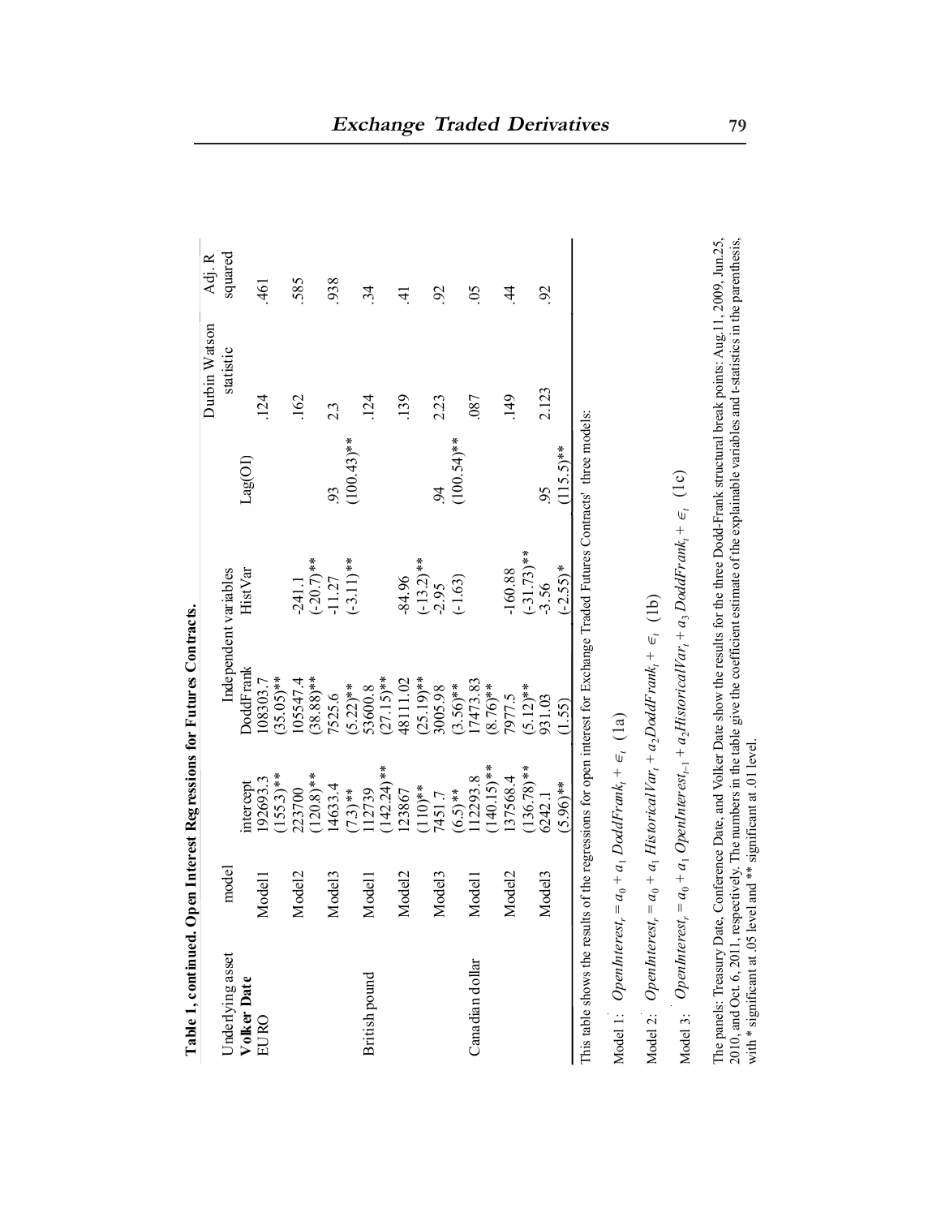**Table 1, continued. Open Interest Regressions for Futures Contracts.**

| Underlying asset | model | Independent variables | | | | Durbin Watson statistic | Adj. R squared |
|---|---|---|---|---|---|---|---|
| **Volker Date** | | intercept | DoddFrank | HistVar | Lag(OI) | | |
| EURO | Model1 | 192693.3 (155.3)** | 108303.7 (35.05)** | | | .124 | .461 |
| | Model2 | 223700 (120.8)** | 105547.4 (38.88)** | -241.1 (-20.7)** | | .162 | .585 |
| | Model3 | 14633.4 (7.3)** | 7525.6 (5.22)** | -11.27 (-3.11)** | .93 (100.43)** | 2.3 | .938 |
| British pound | Model1 | 112739 (142.24)** | 53600.8 (27.15)** | | | .124 | .34 |
| | Model2 | 123867 (110)** | 48111.02 (25.19)** | -84.96 (-13.2)** | | .139 | .41 |
| | Model3 | 7451.7 (6.5)** | 3005.98 (3.56)** | -2.95 (-1.63) | .94 (100.54)** | 2.23 | .92 |
| Canadian dollar | Model1 | 112293.8 (140.15)** | 17473.83 (8.76)** | | | .087 | .05 |
| | Model2 | 137568.4 (136.78)** | 7977.5 (5.12)** | -160.88 (-31.73)** | | .149 | .44 |
| | Model3 | 6242.1 (5.96)** | 931.03 (1.55) | -3.56 (-2.55)* | .95 (115.5)** | 2.123 | .92 |

This table shows the results of the regressions for open interest for Exchange Traded Futures Contracts' three models:

Model 1: $OpenInterest_t = a_0 + a_1\, DoddFrank_t + \epsilon_t$ (1a)

Model 2: $OpenInterest_t = a_0 + a_1\, HistoricalVar_t + a_2 DoddFrank_t + \epsilon_t$ (1b)

Model 3: $OpenInterest_t = a_0 + a_1\, OpenInterest_{t-1} + a_2 HistoricalVar_t + a_3\, DoddFrank_t + \epsilon_t$ (1c)

The panels: Treasury Date, Conference Date, and Volker Date show the results for the three Dodd-Frank structural break points: Aug.11, 2009, Jun.25, 2010, and Oct. 6, 2011, respectively. The numbers in the table give the coefficient estimate of the explainable variables and t-statistics in the parenthesis, with * significant at .05 level and ** significant at .01 level.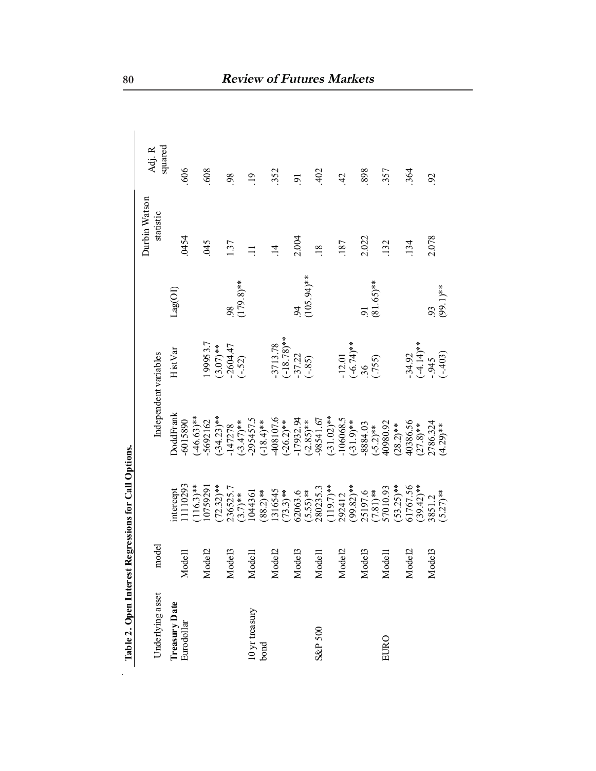**Table 2. Open Interest Regressions for Call Options.**

| Underlying asset | model | Independent variables | | | | Durbin Watson statistic | Adj. R squared |
|---|---|---|---|---|---|---|---|
| | | intercept | DoddFrank | HistVar | Lag(OI) | | |
| **Treasury Date** Eurodollar | Model1 | 11110293 (116.3)** | -6015890 (-46.63)** | | | .0454 | .606 |
| | Model2 | 10759291 (72.32)** | -5692162 (-34.23)** | 199953.7 (3.07)** | | .045 | .608 |
| | Model3 | 236525.7 (3.7)** | -147278 (-3.47)** | -2604.47 (-.52) | .98 (179.8)** | 1.37 | .98 |
| 10 yr treasury bond | Model1 | 1044361 (88.2)** | -295457.5 (-18.4)** | | | .11 | .19 |
| | Model2 | 1316545 (73.3)** | -408107.6 (-26.2)** | -3713.78 (-18.78)** | | .14 | .352 |
| | Model3 | 62063.6 (5.55)** | -17932.94 (-2.85)** | -37.22 (-.85) | .94 (105.94)** | 2.004 | .91 |
| S&P 500 | Model1 | 280235.3 (119.7)** | -98541.67 (-31.02)** | | | .18 | .402 |
| | Model2 | 292412 (99.82)** | -106068.5 (-31.9)** | -12.01 (-6.74)** | | .187 | .42 |
| | Model3 | 25197.6 (7.81)** | -8884.03 (-5.2)** | .36 (.755) | .91 (81.65)** | 2.022 | .898 |
| EURO | Model1 | 57010.93 (53.25)** | 40980.92 (28.2)** | | | .132 | .357 |
| | Model2 | 61767.56 (39.42)** | 40386.56 (27.8)** | -34.92 (-4.14)** | | .134 | .364 |
| | Model3 | 3851.2 (5.27)** | 2786.324 (4.29)** | -.945 (-.403) | .93 (99.1)** | 2.078 | .92 |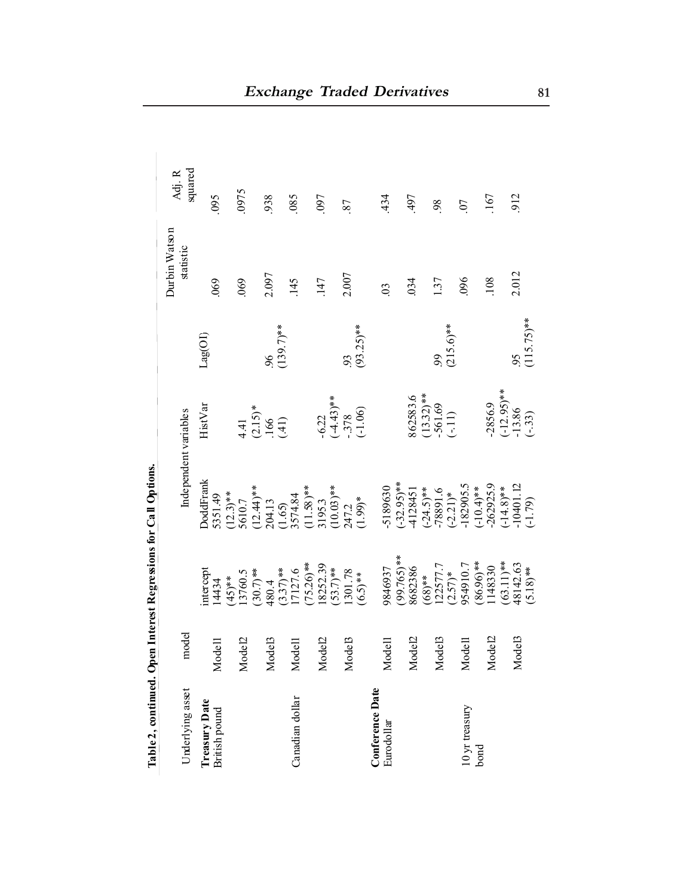**Table 2, continued. Open Interest Regressions for Call Options.**

| Underlying asset | model | Independent variables | | | | Durbin Watson statistic | Adj. R squared |
|---|---|---|---|---|---|---|---|
| | | intercept | DoddFrank | HistVar | Lag(OI) | | |
| **Treasury Date** | | | | | | | |
| British pound | Model1 | 14434<br>(45)** | 5351.49<br>(12.3)** | | | .069 | .095 |
| | Model2 | 13760.5<br>(30.7)** | 5610.7<br>(12.44)** | 4.41<br>(2.15)* | | .069 | .0975 |
| | Model3 | 480.4<br>(3.37)** | 204.13<br>(1.65) | .166<br>(.41) | .96<br>(139.7)** | 2.097 | .938 |
| Canadian dollar | Model1 | 17127.6<br>(75.26)** | 3574.84<br>(11.58)** | | | .145 | .085 |
| | Model2 | 18252.39<br>(53.7)** | 3195.3<br>(10.03)** | -6.22<br>(-4.43)** | | .147 | .097 |
| | Model3 | 1301.78<br>(6.5)** | 247.2<br>(1.99)* | -.378<br>(-1.06) | .93<br>(93.25)** | 2.007 | .87 |
| **Conference Date** | | | | | | | |
| Eurodollar | Model1 | 9846937<br>(99.765)** | -5189630<br>(-32.95)** | | | .03 | .434 |
| | Model2 | 8682386<br>(68)** | -4128451<br>(-24.5)** | 862583.6<br>(13.32)** | | .034 | .497 |
| | Model3 | 122577.7<br>(2.57)* | -78891.6<br>(-2.21)* | -561.69<br>(-.11) | .99<br>(215.6)** | 1.37 | .98 |
| 10 yr treasury bond | Model1 | 954910.7<br>(86.96)** | -182905.5<br>(-10.4)** | | | .096 | .07 |
| | Model2 | 1148330<br>(63.11)** | -262925.9<br>(-14.8)** | -2856.9<br>(-12.95)** | | .108 | .167 |
| | Model3 | 48142.63<br>(5.18)** | -10401.12<br>(-1.79) | -13.86<br>(-.33) | .95<br>(115.75)** | 2.012 | .912 |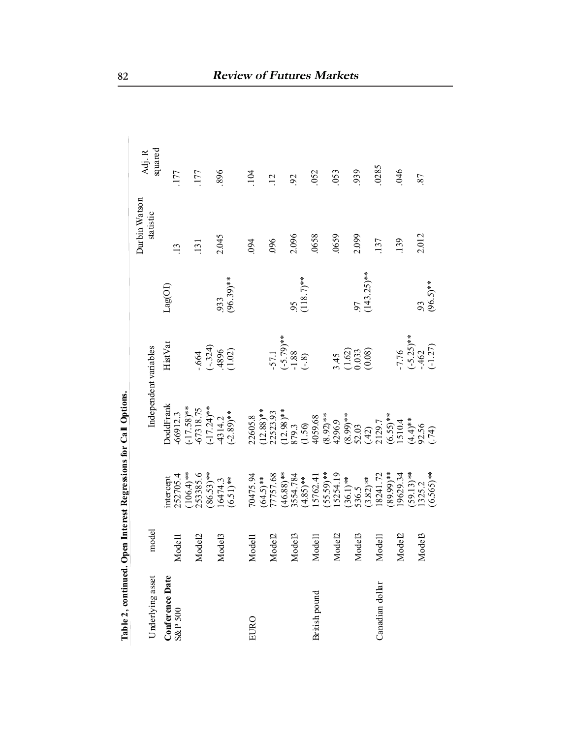**Table 2, continued. Open Interest Regressions for Call Options.**

| Underlying asset | model | Independent variables | | | | Durbin Watson statistic | Adj. R squared |
|---|---|---|---|---|---|---|---|
| | | intercept | DoddFrank | HistVar | Lag(OI) | | |
| **Conference Date** S&P 500 | Model1 | 252705.4 (106.4)** | -66912.3 (-17.58)** | | | .13 | .177 |
| | Model2 | 253385.6 (86.53)** | -67318.75 (-17.24)** | -.664 (-.324) | | .131 | .177 |
| | Model3 | 16474.3 (6.51)** | -4314.2 (-2.89)** | .4896 (1.02) | .933 (96.39)** | 2.045 | .896 |
| EURO | Model1 | 70475.94 (64.5)** | 22605.8 (12.88)** | | | .094 | .104 |
| | Model2 | 77757.68 (46.88)** | 22523.93 (12.98)** | -57.1 (-5.79)** | | .096 | .12 |
| | Model3 | 3554.784 (4.85)** | 879.3 (1.56) | -1.88 (-.8) | .95 (118.7)** | 2.096 | .92 |
| British pound | Model1 | 15762.41 (55.59)** | 4059.68 (8.92)** | | | .0658 | .052 |
| | Model2 | 15254.19 (36.1)** | 4296.9 (8.99)** | 3.45 (1.62) | | .0659 | .053 |
| | Model3 | 536.5 (3.82)** | 52.03 (.42) | 0.033 (0.08) | .97 (143.25)** | 2.099 | .939 |
| Canadian dollar | Model1 | 18241.72 (89.99)** | 2129.7 (6.55)** | | | .137 | .0285 |
| | Model2 | 19629.34 (59.13)** | 1510.4 (4.4)** | -7.76 (-5.25)** | | .139 | .046 |
| | Model3 | 1325.2 (6.565)** | 92.56 (.74) | -.462 (-1.27) | .93 (96.5)** | 2.012 | .87 |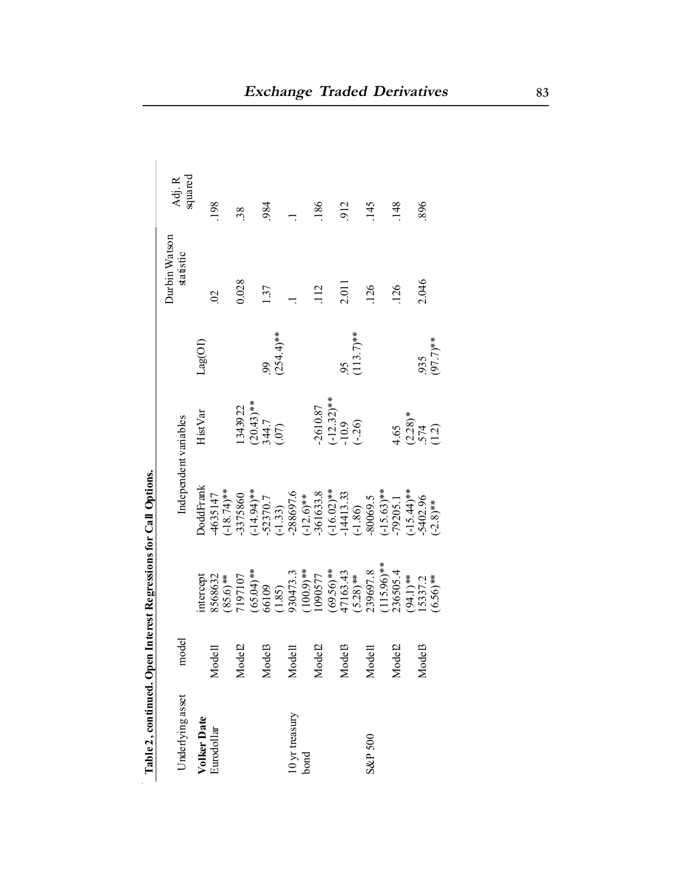**Table 2, continued. Open Interest Regressions for Call Options.**

| Underlying asset | model | Independent variables | | | | Durbin Watson statistic | Adj. R squared |
|---|---|---|---|---|---|---|---|
| | | intercept | DoddFrank | HistVar | Lag(OI) | | |
| **Volker Date** | | | | | | | |
| Eurodollar | Model1 | 8568632<br>(85.6)** | 4635147<br>(-18.74)** | | | .02 | .198 |
| | Model2 | 7197107<br>(65.04)** | -3375860<br>(-14.94)** | 1343922<br>(20.43)** | | 0.028 | .38 |
| | Model3 | 66109<br>(1.85) | -52370.7<br>(-1.33) | 344.7<br>(.07) | .99<br>(254.4)** | 1.37 | .984 |
| 10 yr treasury bond | Model1 | 930473.3<br>(100.9)** | -288697.6<br>(-12.6)** | | | .1 | .1 |
| | Model2 | 1090577<br>(69.56)** | -361633.8<br>(-16.02)** | -2610.87<br>(-12.32)** | | .112 | .186 |
| | Model3 | 47163.43<br>(5.28)** | -14413.33<br>(-1.86) | -10.9<br>(-.26) | .95<br>(113.7)** | 2.011 | .912 |
| S&P 500 | Model1 | 239697.8<br>(115.96)** | -80069.5<br>(-15.63)** | | | .126 | .145 |
| | Model2 | 236505.4<br>(94.1)** | -79205.1<br>(-15.44)** | 4.65<br>(2.28)* | | .126 | .148 |
| | Model3 | 15337.2<br>(6.56)** | -5402.96<br>(-2.8)** | .574<br>(1.2) | .935<br>(97.7)** | 2.046 | .896 |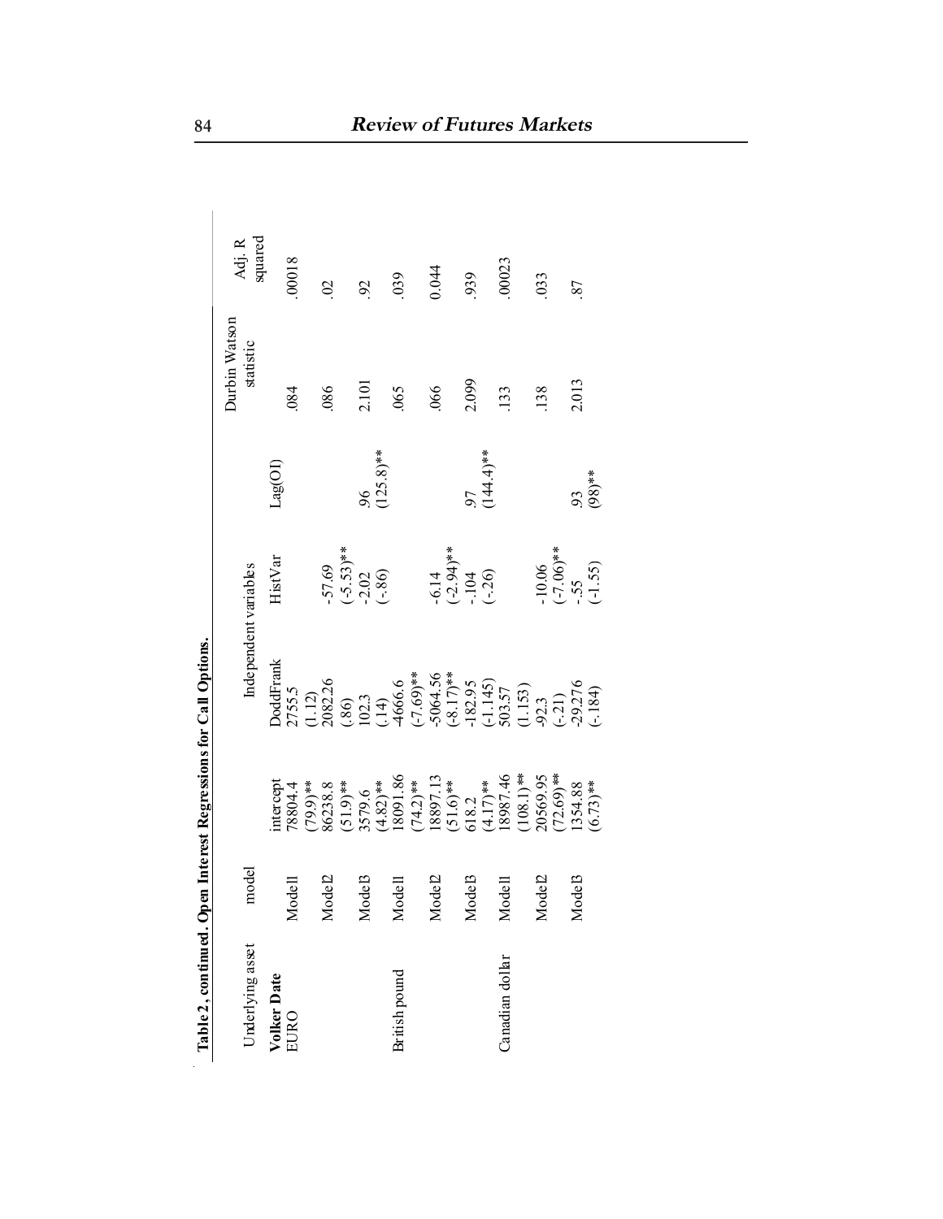**Table 2, continued. Open Interest Regressions for Call Options.**

| Underlying asset | model | Independent variables | | | | Durbin Watson statistic | Adj. R squared |
|---|---|---|---|---|---|---|---|
| | | intercept | DoddFrank | HistVar | Lag(OI) | | |
| **Volker Date** | | | | | | | |
| EURO | Model1 | 78804.4 | 2755.5 | | | .084 | .00018 |
| | | (79.9)** | (1.12) | | | | |
| | Model2 | 86238.8 | 2082.26 | -57.69 | | .086 | .02 |
| | | (51.9)** | (.86) | (-5.53)** | | | |
| | Model3 | 3579.6 | 102.3 | -2.02 | .96 | 2.101 | .92 |
| | | (4.82)** | (.14) | (-.86) | (125.8)** | | |
| British pound | Model1 | 18091.86 | -4666.6 | | | .065 | .039 |
| | | (74.2)** | (-7.69)** | | | | |
| | Model2 | 18897.13 | -5064.56 | -6.14 | | .066 | 0.044 |
| | | (51.6)** | (-8.17)** | (-2.94)** | | | |
| | Model3 | 618.2 | -182.95 | -.104 | .97 | 2.099 | .939 |
| | | (4.17)** | (-1.145) | (-.26) | (144.4)** | | |
| Canadian dollar | Model1 | 18987.46 | 503.57 | | | .133 | .00023 |
| | | (108.1)** | (1.153) | | | | |
| | Model2 | 20569.95 | -92.3 | -10.06 | | .138 | .033 |
| | | (72.69)** | (-.21) | (-7.06)** | | | |
| | Model3 | 1354.88 | -29.276 | -.55 | .93 | 2.013 | .87 |
| | | (6.73)** | (-.184) | (-1.55) | (98)** | | |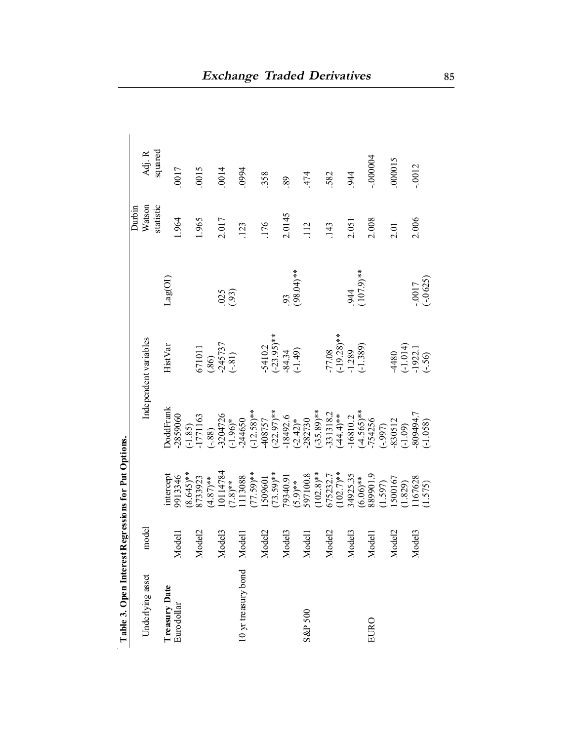**Table 3. Open Interest Regressions for Put Options.**

| Underlying asset | model | Independent variables | | | | Durbin Watson statistic | Adj. R squared |
|---|---|---|---|---|---|---|---|
| | | intercept | DoddFrank | HistVar | Lag(OI) | | |
| **Treasury Date** | | | | | | | |
| Eurodollar | Model1 | 9913346 (8.645)** | -2859060 (-1.85) | | | 1.964 | .0017 |
| | Model2 | 8733923 (4.87)** | -1771163 (-.88) | 671011 (.86) | | 1.965 | .0015 |
| | Model3 | 10114784 (7.8)** | -3204726 (-1.96)* | -245737 (-.81) | .025 (.93) | 2.017 | .0014 |
| 10 yr treasury bond | Model1 | 1113088 (77.59)** | -244650 (-12.58)** | | | .123 | .0994 |
| | Model2 | 1509601 (73.59)** | -408757 (-22.97)** | -5410.2 (-23.95)** | | .176 | .358 |
| | Model3 | 79340.91 (5.9)** | -18492.6 (-2.42)* | -84.34 (-1.49) | .93 (98.04)** | 2.0145 | .89 |
| S&P 500 | Model1 | 597100.8 (102.8)** | -282730 (-35.89)** | | | .112 | .474 |
| | Model2 | 675232.7 (102.7)** | -331318.2 (-44.4)** | -77.08 (-19.28)** | | .143 | .582 |
| | Model3 | 34925.35 (6.06)** | -16810.2 (-4.565)** | -1.289 (-1.389) | .944 (107.9)** | 2.051 | .944 |
| EURO | Model1 | 889901.9 (1.597) | -754256 (-.997) | | | 2.008 | -.000004 |
| | Model2 | 1500167 (1.829) | -830512 (-1.09) | -4480 (-1.014) | | 2.01 | .000015 |
| | Model3 | 1167628 (1.575) | -809494.7 (-1.058) | -1922.1 (-.56) | -.0017 (-.0625) | 2.006 | -.0012 |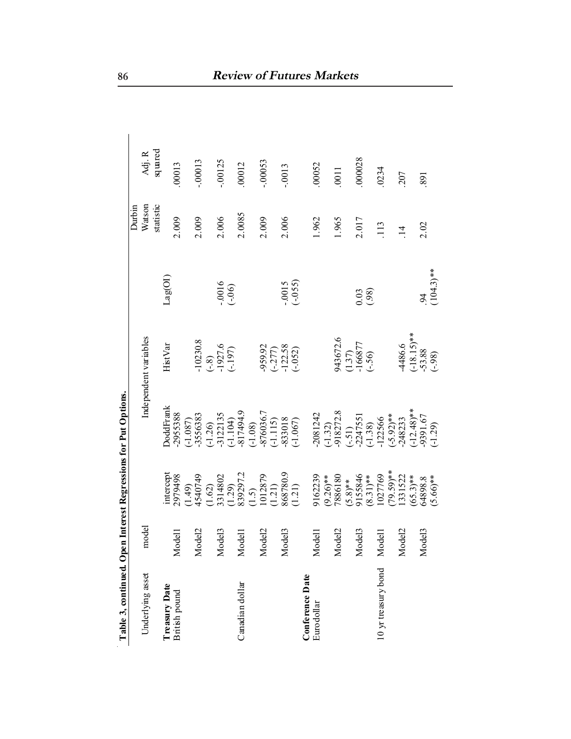**Table 3, continued. Open Interest Regressions for Put Options.**

| Underlying asset | model | Independent variables | | | | Durbin Watson statistic | Adj. R squared |
|---|---|---|---|---|---|---|---|
| | | intercept | DoddFrank | HistVar | Lag(OI) | | |
| **Treasury Date** | | | | | | | |
| British pound | Model1 | 2979498 (1.49) | -2955388 (-1.087) | | | 2.009 | .00013 |
| | Model2 | 4540749 (1.62) | -3556383 (-1.26) | -10230.8 (-.8) | | 2.009 | -.00013 |
| | Model3 | 3314802 (1.29) | -3122135 (-1.104) | -1927.6 (-.197) | -.0016 (-.06) | 2.006 | -.00125 |
| Canadian dollar | Model1 | 839297.2 (1.5) | -817494.9 (-1.08) | | | 2.0085 | .00012 |
| | Model2 | 1012879 (1.21) | -876036.7 (-1.115) | -959.92 (-.277) | | 2.009 | -.00053 |
| | Model3 | 868780.9 (1.21) | -833018 (-1.067) | -122.58 (-.052) | -.0015 (-.055) | 2.006 | -.0013 |
| **Conference Date** | | | | | | | |
| Eurodollar | Model1 | 9162239 (9.26)** | -2081242 (-1.32) | | | 1.962 | .00052 |
| | Model2 | 7886180 (5.8)** | -918272.8 (-.51) | 943672.6 (1.37) | | 1.965 | .0011 |
| | Model3 | 9155846 (8.31)** | -2247551 (-1.38) | -166877 (-.56) | 0.03 (.98) | 2.017 | .000028 |
| 10 yr treasury bond | Model1 | 1027769 (79.59)** | -122566 (-5.92)** | | | .113 | .0234 |
| | Model2 | 1331522 (65.3)** | -248233 (-12.48)** | -4486.6 (-18.15)** | | .14 | .207 |
| | Model3 | 64898.8 (5.66)** | -9391.67 (-1.29) | -53.88 (-.98) | .94 (104.3)** | 2.02 | .891 |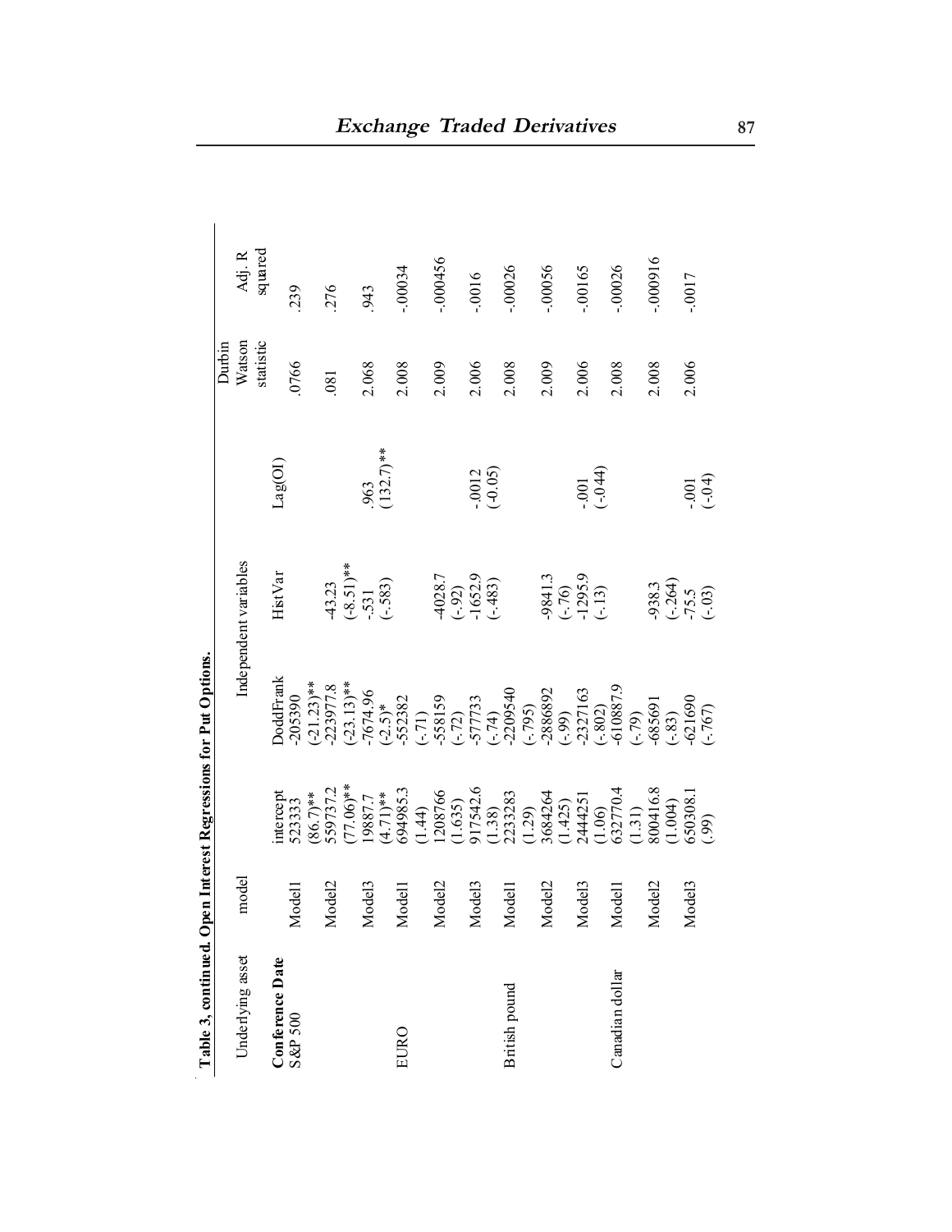**Table 3, continued. Open Interest Regressions for Put Options.**

| Underlying asset | model | Independent variables | | | | Durbin Watson statistic | Adj. R squared |
|---|---|---|---|---|---|---|---|
| | | intercept | DoddFrank | HistVar | Lag(OI) | | |
| **Conference Date** | | | | | | | |
| S&P 500 | Model1 | 523333 (86.7)** | -205390 (-21.23)** | | | .0766 | .239 |
| | Model2 | 559737.2 (77.06)** | -223977.8 (-23.13)** | -43.23 (-8.51)** | | .081 | .276 |
| | Model3 | 19887.7 (4.71)** | -7674.96 (-2.5)* | -.531 (-.583) | .963 (132.7)** | 2.068 | .943 |
| EURO | Model1 | 694985.3 (1.44) | -552382 (-.71) | | | 2.008 | -.00034 |
| | Model2 | 1208766 (1.635) | -558159 (-.72) | -4028.7 (-.92) | | 2.009 | -.000456 |
| | Model3 | 917542.6 (1.38) | -577733 (-.74) | -1652.9 (-.483) | -.0012 (-0.05) | 2.006 | -.0016 |
| British pound | Model1 | 2233283 (1.29) | -2209540 (-.795) | | | 2.008 | -.00026 |
| | Model2 | 3684264 (1.425) | -2886892 (-.99) | -9841.3 (-.76) | | 2.009 | -.00056 |
| | Model3 | 2444251 (1.06) | -2327163 (-.802) | -1295.9 (-.13) | -.001 (-0.44) | 2.006 | -.00165 |
| Canadian dollar | Model1 | 632770.4 (1.31) | -610887.9 (-.79) | | | 2.008 | -.00026 |
| | Model2 | 800416.8 (1.004) | -685691 (-.83) | -938.3 (-.264) | | 2.008 | -.000916 |
| | Model3 | 650308.1 (.99) | -621690 (-.767) | -75.5 (-.03) | -.001 (-.04) | 2.006 | -.0017 |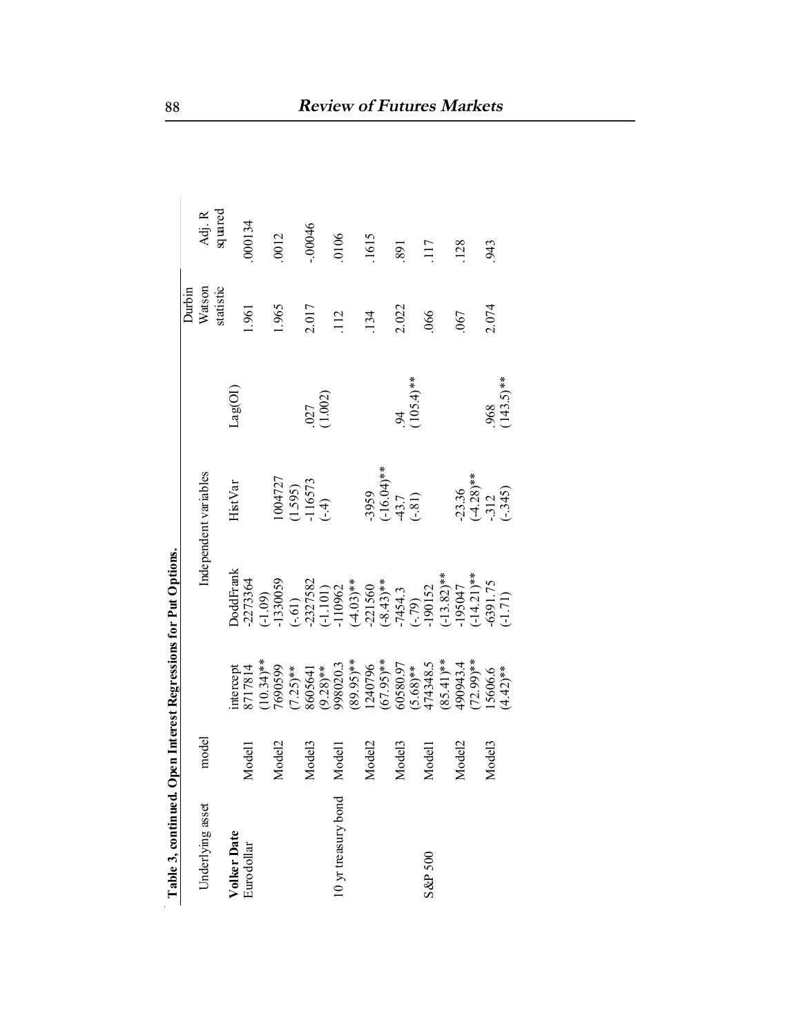**Table 3, continued. Open Interest Regressions for Put Options.**

| Underlying asset | model | | Independent variables | | | Durbin Watson statistic | Adj. R squared |
|---|---|---|---|---|---|---|---|
| | | intercept | DoddFrank | HistVar | Lag(OI) | | |
| **Volker Date** | | | | | | | |
| Eurodollar | Model1 | 8717814<br>(10.34)** | -2273364<br>(-1.09) | | | 1.961 | .000134 |
| | Model2 | 7690599<br>(7.25)** | -1330059<br>(-.61) | 1004727<br>(1.595) | | 1.965 | .0012 |
| | Model3 | 8605641<br>(9.28)** | -2327582<br>(-1.101) | -116573<br>(-.4) | .027<br>(1.002) | 2.017 | -.00046 |
| 10 yr treasury bond | Model1 | 998020.3<br>(89.95)** | -110962<br>(-4.03)** | | | .112 | .0106 |
| | Model2 | 1240796<br>(67.95)** | -221560<br>(-8.43)** | -3959<br>(-16.04)** | | .134 | .1615 |
| | Model3 | 60580.97<br>(5.68)** | -7454.3<br>(-.79) | -43.7<br>(-.81) | .94<br>(105.4)** | 2.022 | .891 |
| S&P 500 | Model1 | 474348.5<br>(85.41)** | -190152<br>(-13.82)** | | | .066 | .117 |
| | Model2 | 490943.4<br>(72.99)** | -195047<br>(-14.21)** | -23.36<br>(-4.28)** | | .067 | .128 |
| | Model3 | 15606.6<br>(4.42)** | -6391.75<br>(-1.71) | -.312<br>(-.345) | .968<br>(143.5)** | 2.074 | .943 |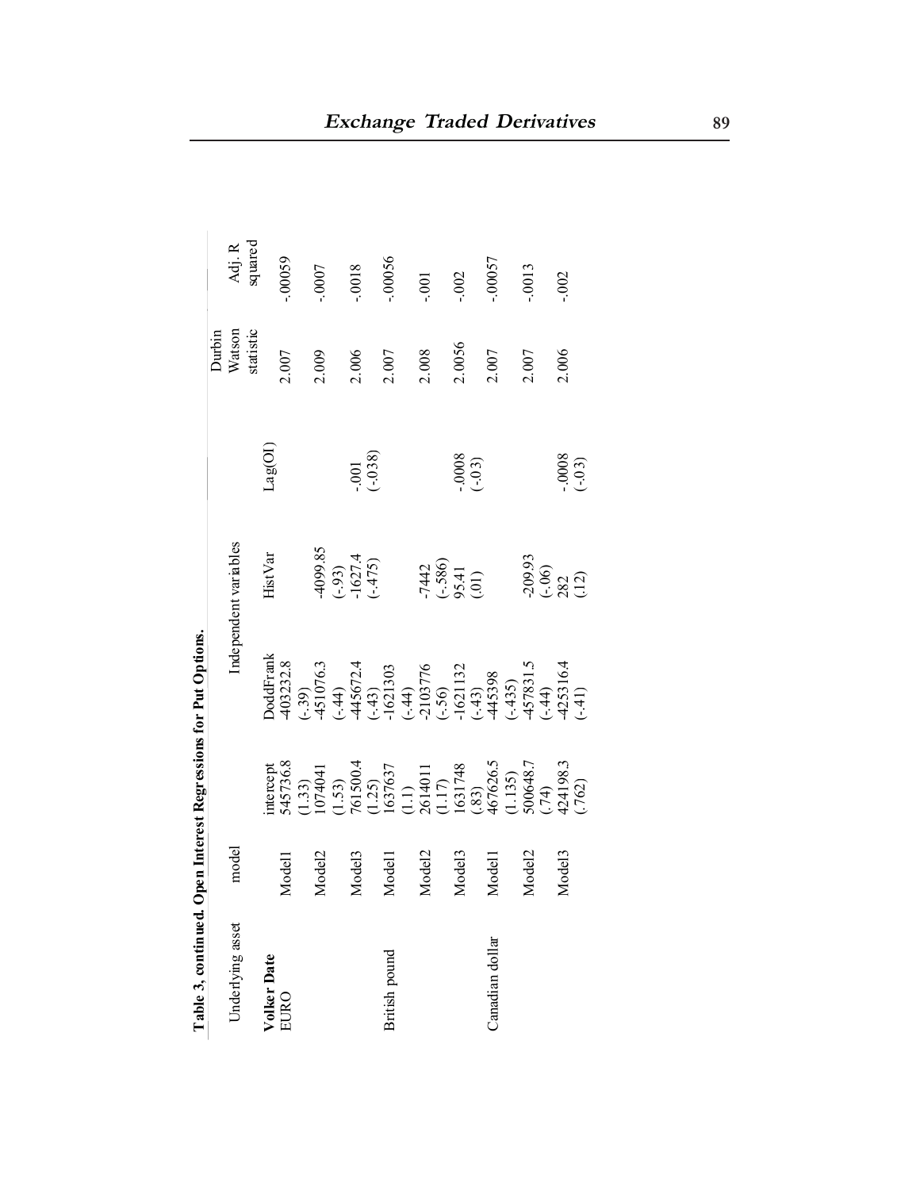**Table 3, continued. Open Interest Regressions for Put Options.**

| Underlying asset | model | Independent variables | | | | Durbin Watson statistic | Adj. R squared |
|---|---|---|---|---|---|---|---|
| | | intercept | DoddFrank | HistVar | Lag(OI) | | |
| **Volker Date** | | | | | | | |
| EURO | Model1 | 545736.8 (1.33) | -403232.8 (-.39) | | | 2.007 | -.00059 |
| | Model2 | 1074041 (1.53) | -451076.3 (-.44) | -4099.85 (-.93) | | 2.009 | -.0007 |
| | Model3 | 761500.4 (1.25) | -445672.4 (-.43) | -1627.4 (-.475) | -.001 (-.038) | 2.006 | -.0018 |
| British pound | Model1 | 1637637 (1.1) | -1621303 (-.44) | | | 2.007 | -.00056 |
| | Model2 | 2614011 (1.17) | -2103776 (-.56) | -7442 (-.586) | | 2.008 | -.001 |
| | Model3 | 1631748 (.83) | -1621132 (-.43) | 95.41 (.01) | -.0008 (-.03) | 2.0056 | -.002 |
| Canadian dollar | Model1 | 467626.5 (1.135) | -445398 (-.435) | | | 2.007 | -.00057 |
| | Model2 | 500648.7 (.74) | -457831.5 (-.44) | -209.93 (-.06) | | 2.007 | -.0013 |
| | Model3 | 424198.3 (.762) | -425316.4 (-.41) | 282 (.12) | -.0008 (-.03) | 2.006 | -.002 |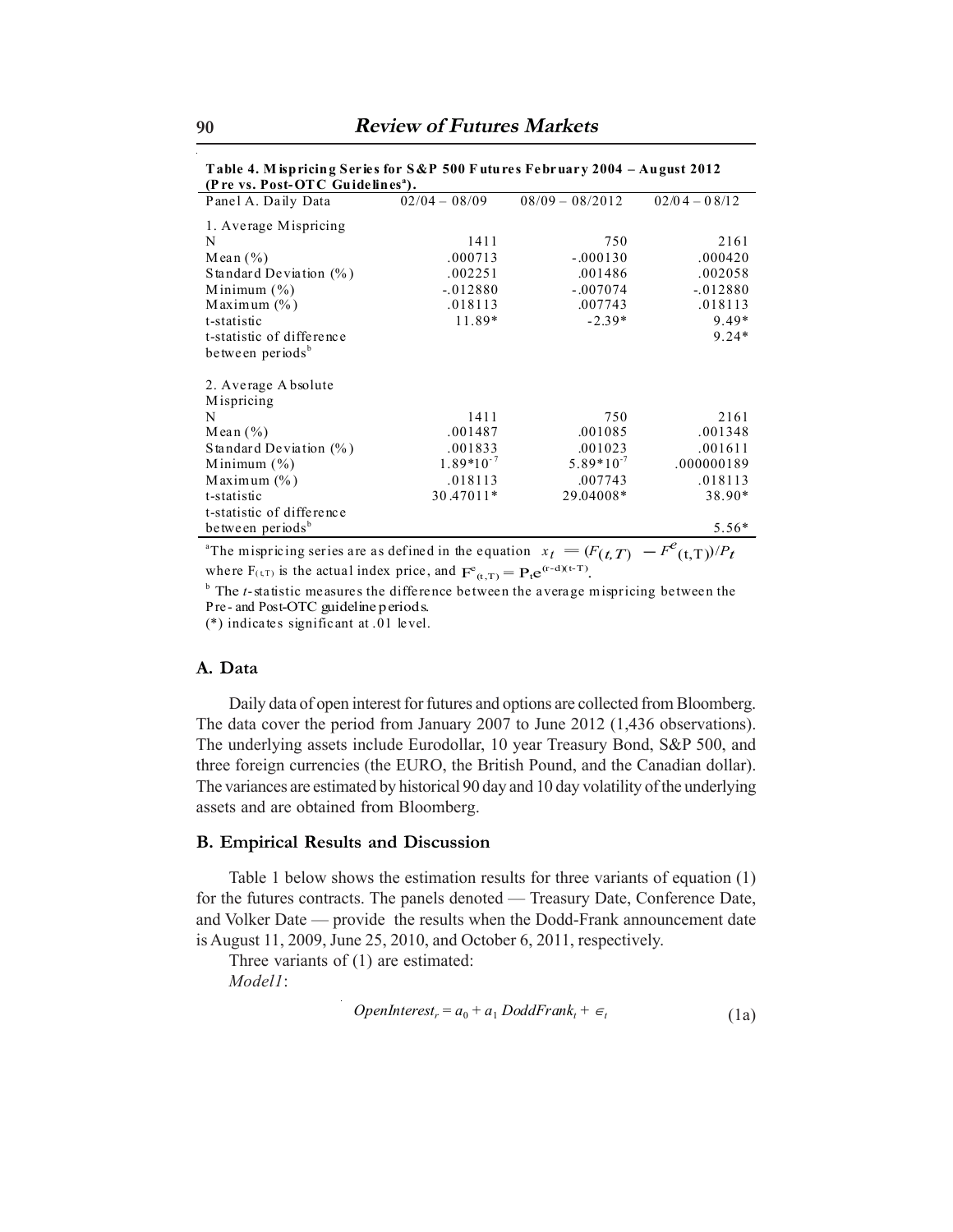**Table 4. Mispricing Series for S&P 500 Futures February 2004 – August 2012 (Pre vs. Post-OTC Guidelines[a]).**

| Panel A. Daily Data | 02/04 – 08/09 | 08/09 – 08/2012 | 02/04 – 08/12 |
|---|---|---|---|
| 1. Average Mispricing | | | |
| N | 1411 | 750 | 2161 |
| Mean (%) | .000713 | -.000130 | .000420 |
| Standard Deviation (%) | .002251 | .001486 | .002058 |
| Minimum (%) | -.012880 | -.007074 | -.012880 |
| Maximum (%) | .018113 | .007743 | .018113 |
| t-statistic | 11.89* | -2.39* | 9.49* |
| t-statistic of difference between periods[b] | | | 9.24* |
| 2. Average Absolute Mispricing | | | |
| N | 1411 | 750 | 2161 |
| Mean (%) | .001487 | .001085 | .001348 |
| Standard Deviation (%) | .001833 | .001023 | .001611 |
| Minimum (%) | $1.89*10^{-7}$ | $5.89*10^{-7}$ | .000000189 |
| Maximum (%) | .018113 | .007743 | .018113 |
| t-statistic | 30.47011* | 29.04008* | 38.90* |
| t-statistic of difference between periods[b] | | | 5.56* |

[a]The mispricing series are as defined in the equation $x_t = (F_{(t,T)} - F^e_{(t,T)})/P_t$ where $F_{(t,T)}$ is the actual index price, and $F^e_{(t,T)} = P_t e^{(r-d)(t-T)}$.

[b] The *t*-statistic measures the difference between the average mispricing between the Pre- and Post-OTC guideline periods.

(*) indicates significant at .01 level.

## A. Data

Daily data of open interest for futures and options are collected from Bloomberg. The data cover the period from January 2007 to June 2012 (1,436 observations). The underlying assets include Eurodollar, 10 year Treasury Bond, S&P 500, and three foreign currencies (the EURO, the British Pound, and the Canadian dollar). The variances are estimated by historical 90 day and 10 day volatility of the underlying assets and are obtained from Bloomberg.

## B. Empirical Results and Discussion

Table 1 below shows the estimation results for three variants of equation (1) for the futures contracts. The panels denoted — Treasury Date, Conference Date, and Volker Date — provide the results when the Dodd-Frank announcement date is August 11, 2009, June 25, 2010, and October 6, 2011, respectively.

Three variants of (1) are estimated:

*Model1*:

$$OpenInterest_r = a_0 + a_1\, DoddFrank_t + \epsilon_t \tag{1a}$$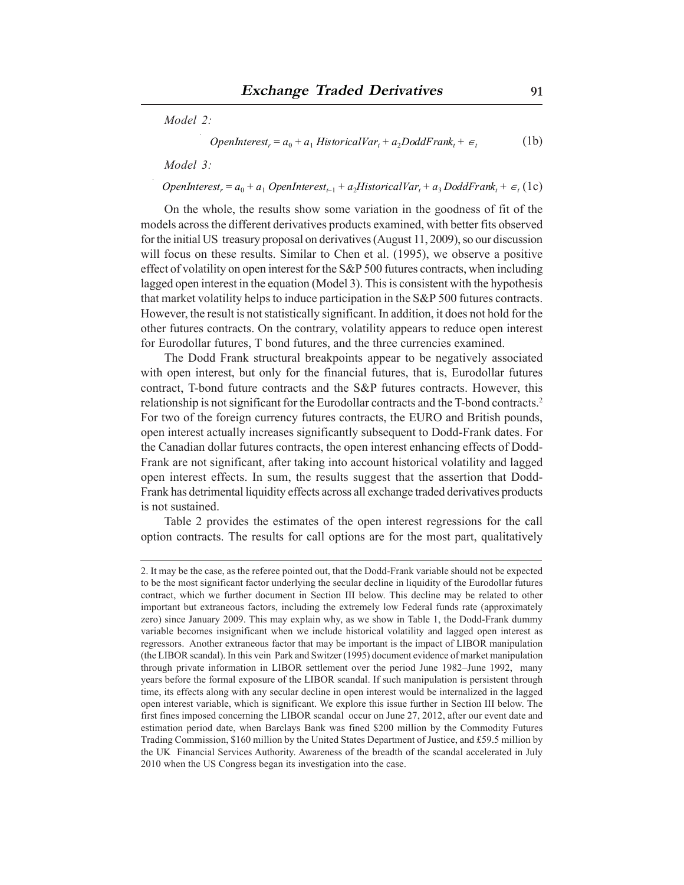*Model 2:*

$$OpenInterest_r = a_0 + a_1\ HistoricalVar_t + a_2 DoddFrank_t + \in_t \quad (1b)$$

*Model 3:*

$$OpenInterest_r = a_0 + a_1\ OpenInterest_{t-1} + a_2 HistoricalVar_t + a_3\ DoddFrank_t + \in_t \quad (1c)$$

On the whole, the results show some variation in the goodness of fit of the models across the different derivatives products examined, with better fits observed for the initial US treasury proposal on derivatives (August 11, 2009), so our discussion will focus on these results. Similar to Chen et al. (1995), we observe a positive effect of volatility on open interest for the S&P 500 futures contracts, when including lagged open interest in the equation (Model 3). This is consistent with the hypothesis that market volatility helps to induce participation in the S&P 500 futures contracts. However, the result is not statistically significant. In addition, it does not hold for the other futures contracts. On the contrary, volatility appears to reduce open interest for Eurodollar futures, T bond futures, and the three currencies examined.

The Dodd Frank structural breakpoints appear to be negatively associated with open interest, but only for the financial futures, that is, Eurodollar futures contract, T-bond future contracts and the S&P futures contracts. However, this relationship is not significant for the Eurodollar contracts and the T-bond contracts.[2] For two of the foreign currency futures contracts, the EURO and British pounds, open interest actually increases significantly subsequent to Dodd-Frank dates. For the Canadian dollar futures contracts, the open interest enhancing effects of Dodd-Frank are not significant, after taking into account historical volatility and lagged open interest effects. In sum, the results suggest that the assertion that Dodd-Frank has detrimental liquidity effects across all exchange traded derivatives products is not sustained.

Table 2 provides the estimates of the open interest regressions for the call option contracts. The results for call options are for the most part, qualitatively

2. It may be the case, as the referee pointed out, that the Dodd-Frank variable should not be expected to be the most significant factor underlying the secular decline in liquidity of the Eurodollar futures contract, which we further document in Section III below. This decline may be related to other important but extraneous factors, including the extremely low Federal funds rate (approximately zero) since January 2009. This may explain why, as we show in Table 1, the Dodd-Frank dummy variable becomes insignificant when we include historical volatility and lagged open interest as regressors. Another extraneous factor that may be important is the impact of LIBOR manipulation (the LIBOR scandal). In this vein Park and Switzer (1995) document evidence of market manipulation through private information in LIBOR settlement over the period June 1982–June 1992, many years before the formal exposure of the LIBOR scandal. If such manipulation is persistent through time, its effects along with any secular decline in open interest would be internalized in the lagged open interest variable, which is significant. We explore this issue further in Section III below. The first fines imposed concerning the LIBOR scandal occur on June 27, 2012, after our event date and estimation period date, when Barclays Bank was fined \$200 million by the Commodity Futures Trading Commission, \$160 million by the United States Department of Justice, and £59.5 million by the UK Financial Services Authority. Awareness of the breadth of the scandal accelerated in July 2010 when the US Congress began its investigation into the case.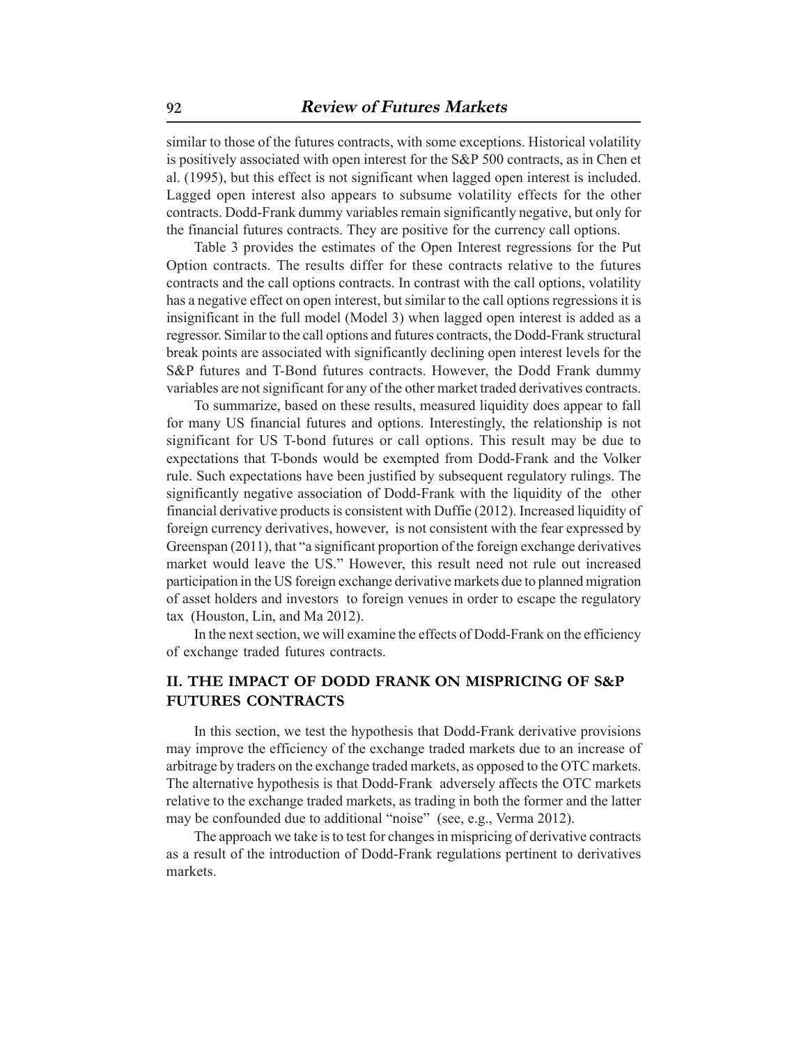similar to those of the futures contracts, with some exceptions. Historical volatility is positively associated with open interest for the S&P 500 contracts, as in Chen et al. (1995), but this effect is not significant when lagged open interest is included. Lagged open interest also appears to subsume volatility effects for the other contracts. Dodd-Frank dummy variables remain significantly negative, but only for the financial futures contracts. They are positive for the currency call options.

Table 3 provides the estimates of the Open Interest regressions for the Put Option contracts. The results differ for these contracts relative to the futures contracts and the call options contracts. In contrast with the call options, volatility has a negative effect on open interest, but similar to the call options regressions it is insignificant in the full model (Model 3) when lagged open interest is added as a regressor. Similar to the call options and futures contracts, the Dodd-Frank structural break points are associated with significantly declining open interest levels for the S&P futures and T-Bond futures contracts. However, the Dodd Frank dummy variables are not significant for any of the other market traded derivatives contracts.

To summarize, based on these results, measured liquidity does appear to fall for many US financial futures and options. Interestingly, the relationship is not significant for US T-bond futures or call options. This result may be due to expectations that T-bonds would be exempted from Dodd-Frank and the Volker rule. Such expectations have been justified by subsequent regulatory rulings. The significantly negative association of Dodd-Frank with the liquidity of the other financial derivative products is consistent with Duffie (2012). Increased liquidity of foreign currency derivatives, however, is not consistent with the fear expressed by Greenspan (2011), that "a significant proportion of the foreign exchange derivatives market would leave the US." However, this result need not rule out increased participation in the US foreign exchange derivative markets due to planned migration of asset holders and investors to foreign venues in order to escape the regulatory tax (Houston, Lin, and Ma 2012).

In the next section, we will examine the effects of Dodd-Frank on the efficiency of exchange traded futures contracts.

## II. THE IMPACT OF DODD FRANK ON MISPRICING OF S&P FUTURES CONTRACTS

In this section, we test the hypothesis that Dodd-Frank derivative provisions may improve the efficiency of the exchange traded markets due to an increase of arbitrage by traders on the exchange traded markets, as opposed to the OTC markets. The alternative hypothesis is that Dodd-Frank adversely affects the OTC markets relative to the exchange traded markets, as trading in both the former and the latter may be confounded due to additional "noise" (see, e.g., Verma 2012).

The approach we take is to test for changes in mispricing of derivative contracts as a result of the introduction of Dodd-Frank regulations pertinent to derivatives markets.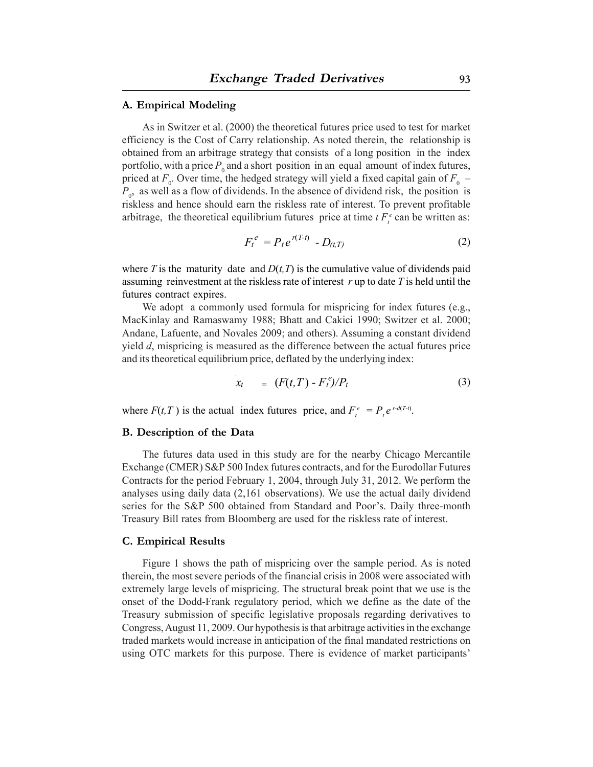## A. Empirical Modeling

As in Switzer et al. (2000) the theoretical futures price used to test for market efficiency is the Cost of Carry relationship. As noted therein, the relationship is obtained from an arbitrage strategy that consists of a long position in the index portfolio, with a price $P_0$ and a short position in an equal amount of index futures, priced at $F_0$. Over time, the hedged strategy will yield a fixed capital gain of $F_0 - P_0$, as well as a flow of dividends. In the absence of dividend risk, the position is riskless and hence should earn the riskless rate of interest. To prevent profitable arbitrage, the theoretical equilibrium futures price at time $t$ $F_t^e$ can be written as:

$$F_t^e = P_t e^{r(T-t)} - D_{(t,T)} \tag{2}$$

where $T$ is the maturity date and $D(t,T)$ is the cumulative value of dividends paid assuming reinvestment at the riskless rate of interest $r$ up to date $T$ is held until the futures contract expires.

We adopt a commonly used formula for mispricing for index futures (e.g., MacKinlay and Ramaswamy 1988; Bhatt and Cakici 1990; Switzer et al. 2000; Andane, Lafuente, and Novales 2009; and others). Assuming a constant dividend yield $d$, mispricing is measured as the difference between the actual futures price and its theoretical equilibrium price, deflated by the underlying index:

$$x_t = (F(t,T) - F_t^e)/P_t \tag{3}$$

where $F(t,T)$ is the actual index futures price, and $F_t^e = P_t e^{r-d(T-t)}$.

## B. Description of the Data

The futures data used in this study are for the nearby Chicago Mercantile Exchange (CMER) S&P 500 Index futures contracts, and for the Eurodollar Futures Contracts for the period February 1, 2004, through July 31, 2012. We perform the analyses using daily data (2,161 observations). We use the actual daily dividend series for the S&P 500 obtained from Standard and Poor's. Daily three-month Treasury Bill rates from Bloomberg are used for the riskless rate of interest.

## C. Empirical Results

Figure 1 shows the path of mispricing over the sample period. As is noted therein, the most severe periods of the financial crisis in 2008 were associated with extremely large levels of mispricing. The structural break point that we use is the onset of the Dodd-Frank regulatory period, which we define as the date of the Treasury submission of specific legislative proposals regarding derivatives to Congress, August 11, 2009. Our hypothesis is that arbitrage activities in the exchange traded markets would increase in anticipation of the final mandated restrictions on using OTC markets for this purpose. There is evidence of market participants'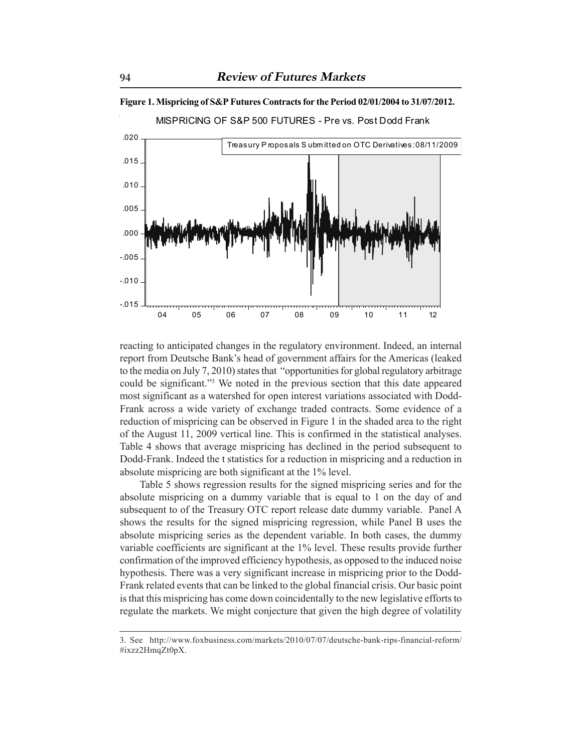**Figure 1. Mispricing of S&P Futures Contracts for the Period 02/01/2004 to 31/07/2012.**

reacting to anticipated changes in the regulatory environment. Indeed, an internal report from Deutsche Bank's head of government affairs for the Americas (leaked to the media on July 7, 2010) states that "opportunities for global regulatory arbitrage could be significant."[3] We noted in the previous section that this date appeared most significant as a watershed for open interest variations associated with Dodd-Frank across a wide variety of exchange traded contracts. Some evidence of a reduction of mispricing can be observed in Figure 1 in the shaded area to the right of the August 11, 2009 vertical line. This is confirmed in the statistical analyses. Table 4 shows that average mispricing has declined in the period subsequent to Dodd-Frank. Indeed the t statistics for a reduction in mispricing and a reduction in absolute mispricing are both significant at the 1% level.

Table 5 shows regression results for the signed mispricing series and for the absolute mispricing on a dummy variable that is equal to 1 on the day of and subsequent to of the Treasury OTC report release date dummy variable. Panel A shows the results for the signed mispricing regression, while Panel B uses the absolute mispricing series as the dependent variable. In both cases, the dummy variable coefficients are significant at the 1% level. These results provide further confirmation of the improved efficiency hypothesis, as opposed to the induced noise hypothesis. There was a very significant increase in mispricing prior to the Dodd-Frank related events that can be linked to the global financial crisis. Our basic point is that this mispricing has come down coincidentally to the new legislative efforts to regulate the markets. We might conjecture that given the high degree of volatility

3. See http://www.foxbusiness.com/markets/2010/07/07/deutsche-bank-rips-financial-reform/#ixzz2HmqZt0pX.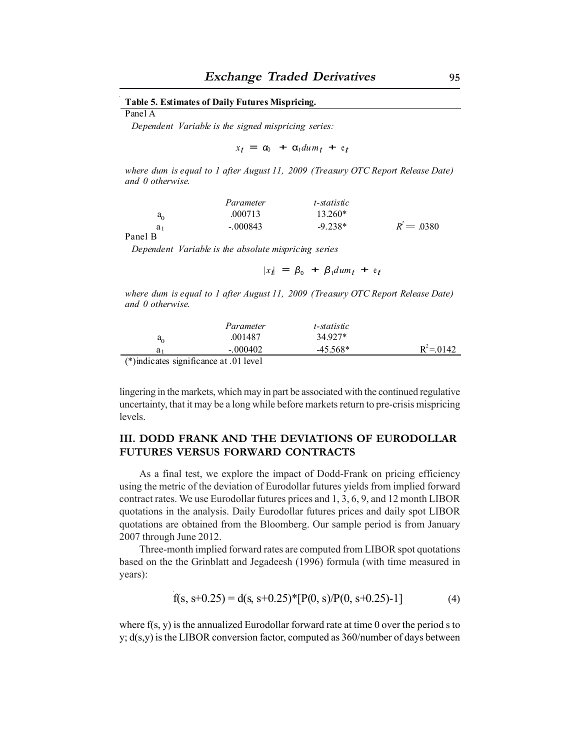**Table 5. Estimates of Daily Futures Mispricing.**

Panel A

*Dependent Variable is the signed mispricing series:*

$$x_t = \alpha_0 + \alpha_1 dum_t + e_t$$

*where dum is equal to 1 after August 11, 2009 (Treasury OTC Report Release Date) and 0 otherwise.*

| | *Parameter* | *t-statistic* | |
|---|---|---|---|
| $a_0$ | .000713 | 13.260* | |
| $a_1$ | -.000843 | -9.238* | $R^2 = .0380$ |

Panel B

*Dependent Variable is the absolute mispricing series*

$$|x_t| = \beta_0 + \beta_1 dum_t + e_t$$

*where dum is equal to 1 after August 11, 2009 (Treasury OTC Report Release Date) and 0 otherwise.*

| | *Parameter* | *t-statistic* | |
|---|---|---|---|
| $a_0$ | .001487 | 34.927* | |
| $a_1$ | -.000402 | -45.568* | $R^2 = .0142$ |

(*)indicates significance at .01 level

lingering in the markets, which may in part be associated with the continued regulative uncertainty, that it may be a long while before markets return to pre-crisis mispricing levels.

## III. DODD FRANK AND THE DEVIATIONS OF EURODOLLAR FUTURES VERSUS FORWARD CONTRACTS

As a final test, we explore the impact of Dodd-Frank on pricing efficiency using the metric of the deviation of Eurodollar futures yields from implied forward contract rates. We use Eurodollar futures prices and 1, 3, 6, 9, and 12 month LIBOR quotations in the analysis. Daily Eurodollar futures prices and daily spot LIBOR quotations are obtained from the Bloomberg. Our sample period is from January 2007 through June 2012.

Three-month implied forward rates are computed from LIBOR spot quotations based on the the Grinblatt and Jegadeesh (1996) formula (with time measured in years):

$$f(s, s+0.25) = d(s, s+0.25)*[P(0, s)/P(0, s+0.25)-1] \tag{4}$$

where f(s, y) is the annualized Eurodollar forward rate at time 0 over the period s to y; d(s,y) is the LIBOR conversion factor, computed as 360/number of days between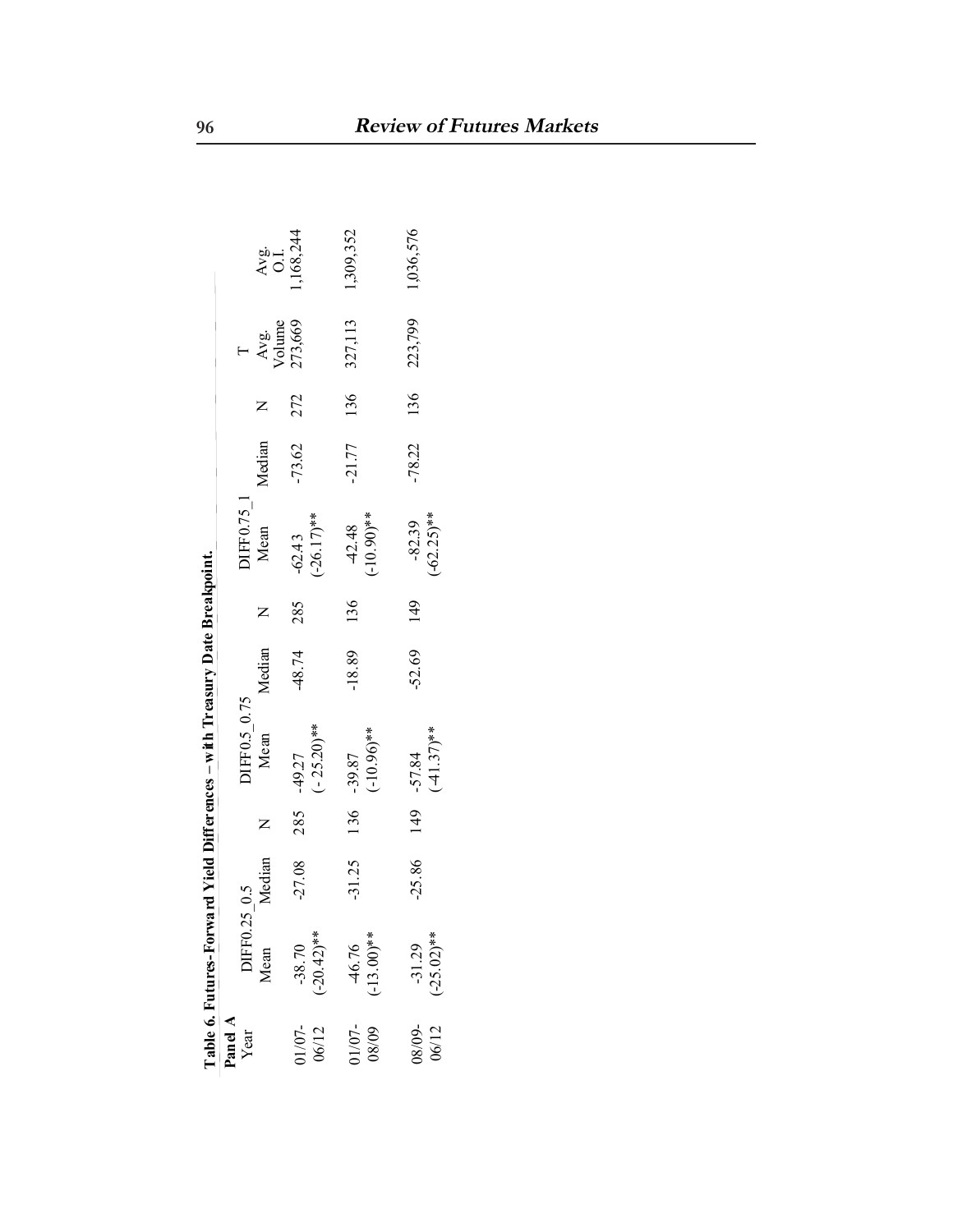**Table 6. Futures-Forward Yield Differences – with Treasury Date Breakpoint.**

| Panel A Year | DIFF0.25_0.5 Mean | DIFF0.25_0.5 Median | N | DIFF0.5_0.75 Mean | DIFF0.5_0.75 Median | N | DIFF0.75_1 Mean | DIFF0.75_1 Median | N | T Avg. Volume | Avg. O.I. |
|---|---|---|---|---|---|---|---|---|---|---|---|
| 01/07-06/12 | -38.70 (-20.42)** | -27.08 | 285 | -49.27 (-25.20)** | -48.74 | 285 | -62.43 (-26.17)** | -73.62 | 272 | 273,669 | 1,168,244 |
| 01/07-08/09 | -46.76 (-13.00)** | -31.25 | 136 | -39.87 (-10.96)** | -18.89 | 136 | -42.48 (-10.90)** | -21.77 | 136 | 327,113 | 1,309,352 |
| 08/09-06/12 | -31.29 (-25.02)** | -25.86 | 149 | -57.84 (-41.37)** | -52.69 | 149 | -82.39 (-62.25)** | -78.22 | 136 | 223,799 | 1,036,576 |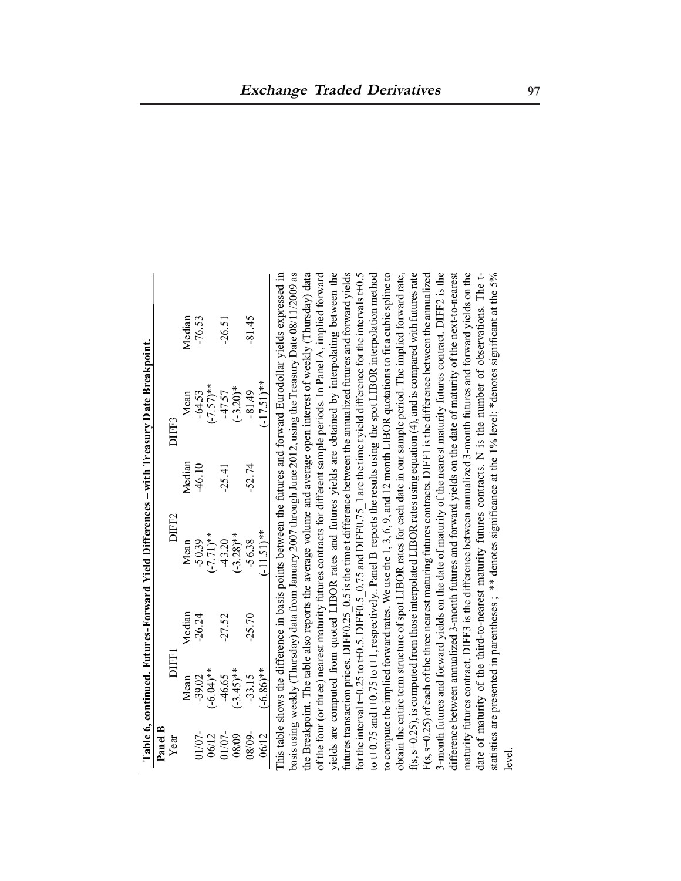**Table 6, continued. Futures-Forward Yield Differences – with Treasury Date Breakpoint.**

**Panel B**

| Year | DIFF1 | | DIFF2 | | DIFF3 | |
|---|---|---|---|---|---|---|
| | Mean | Median | Mean | Median | Mean | Median |
| 01/07-06/12 | -39.02 | -26.24 | -50.39 | -46.10 | -64.53 | -76.53 |
| | (-6.04)** | | (-7.71)** | | (-7.57)** | |
| 01/07-08/09 | -46.65 | -27.52 | -43.20 | -25.41 | -47.57 | -26.51 |
| | (-3.45)** | | (-3.28)** | | (-3.20)* | |
| 08/09-06/12 | -33.15 | -25.70 | -56.38 | -52.74 | -81.49 | -81.45 |
| | (-6.86)** | | (-11.51)** | | (-17.51)** | |

This table shows the difference in basis points between the futures and forward Eurodollar yields expressed in basis using weekly (Thursday) data from January 2007 through June 2012, using the Treasury Date 08/11/2009 as the Breakpoint. The table also reports the average volume and average open interest of weekly (Thursday) data of the four (or three) nearest maturity futures contracts for different sample periods. In Panel A, implied forward yields are computed from quoted LIBOR rates and futures yields are obtained by interpolating between the futures transaction prices. DIFF0.25_0.5 is the time t difference between the annualized futures and forward yields for the interval t+0.25 to t+0.5. DIFF0.5_0.75 and DIFF0.75_1 are the time t yield difference for the intervals t+0.5 to t+0.75 and t+0.75 to t+1, respectively.. Panel B reports the results using the spot LIBOR interpolation method to compute the implied forward rates. We use the 1, 3, 6, 9, and 12 month LIBOR quotations to fit a cubic spline to obtain the entire term structure of spot LIBOR rates for each date in our sample period. The implied forward rate, f(s, s+0.25), is computed from those interpolated LIBOR rates using equation (4), and is compared with futures rate F(s, s+0.25) of each of the three nearest maturing futures contracts. DIFF1 is the difference between the annualized 3-month futures and forward yields on the date of maturity of the nearest maturity futures contract. DIFF2 is the difference between annualized 3-month futures and forward yields on the date of maturity of the next-to-nearest maturity futures contract. DIFF3 is the difference between annualized 3-month futures and forward yields on the date of maturity of the third-to-nearest maturity futures contracts. N is the number of observations. The t-statistics are presented in parentheses ; ** denotes significance at the 1% level; *denotes significant at the 5% level.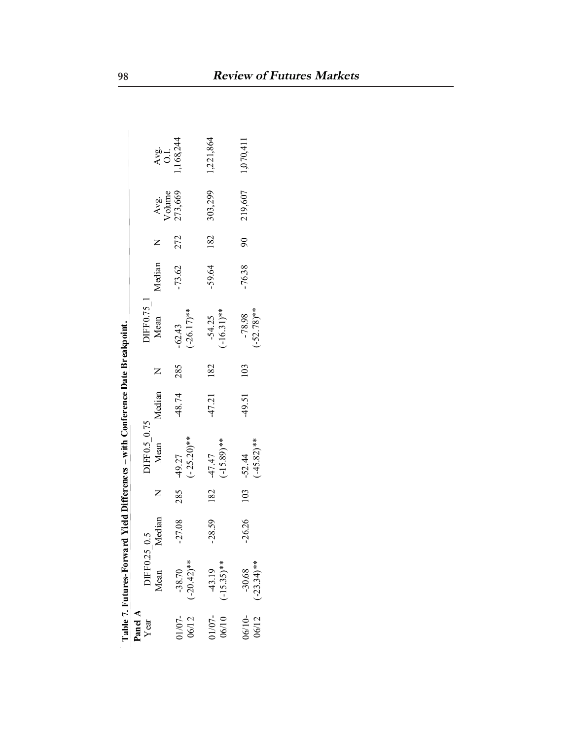**Table 7. Futures-Forward Yield Differences – with Conference Date Breakpoint.**

**Panel A**

| Year | DIFF0.25_0.5 | | N | DIFF0.5_0.75 | | N | DIFF0.75_1 | | N | Avg. Volume | Avg. O.I. |
|---|---|---|---|---|---|---|---|---|---|---|---|
| | Mean | Median | | Mean | Median | | Mean | Median | | | |
| 01/07-06/12 | -38.70 (-20.42)** | -27.08 | 285 | -49.27 (-25.20)** | -48.74 | 285 | -62.43 (-26.17)** | -73.62 | 272 | 273,669 | 1,168,244 |
| 01/07-06/10 | -43.19 (-15.35)** | -28.59 | 182 | -47.47 (-15.89)** | -47.21 | 182 | -54.25 (-16.31)** | -59.64 | 182 | 303,299 | 1,221,864 |
| 06/10-06/12 | -30.68 (-23.34)** | -26.26 | 103 | -52.44 (-45.82)** | -49.51 | 103 | -78.98 (-52.78)** | -76.38 | 90 | 219,607 | 1,070,411 |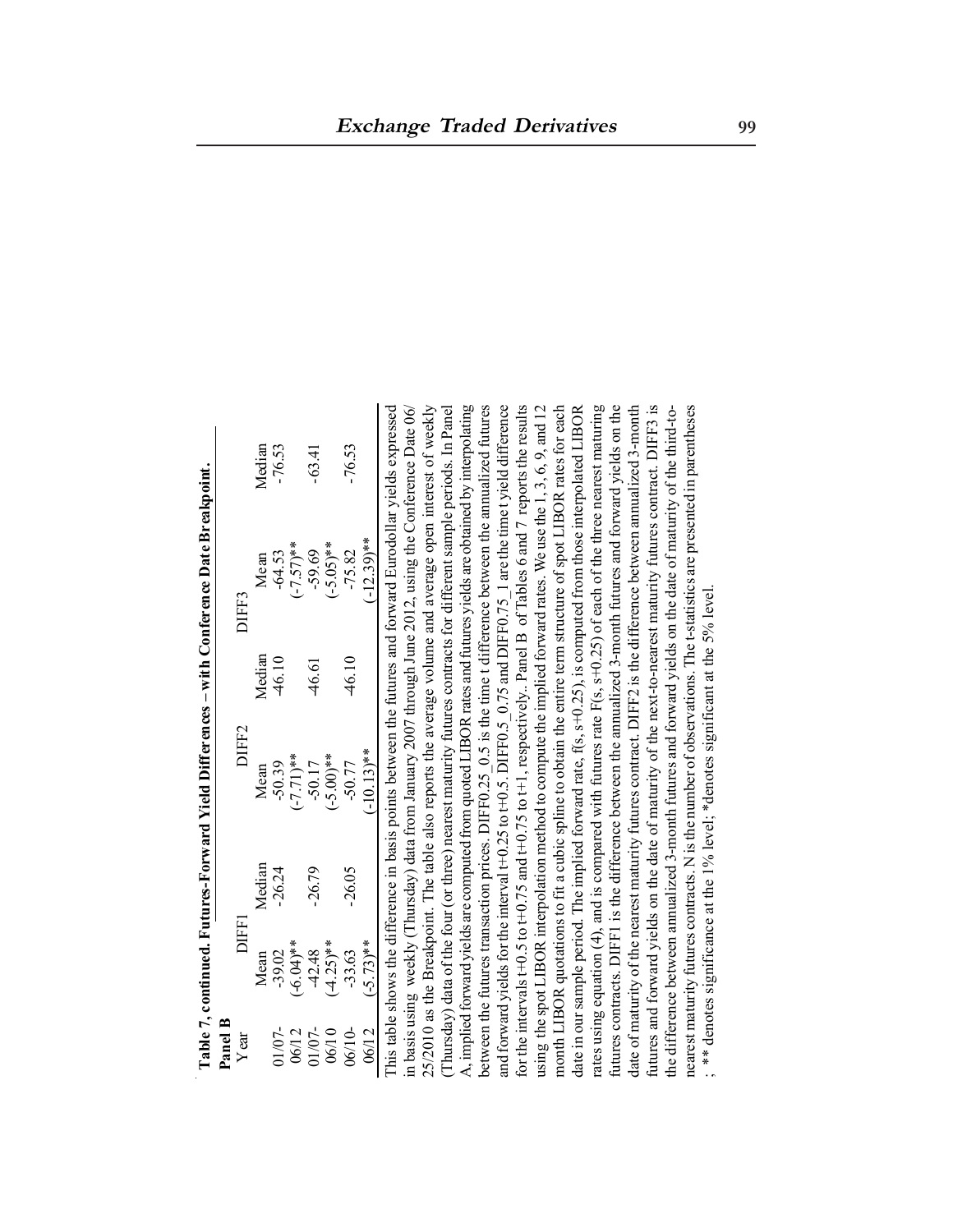**Table 7, continued. Futures-Forward Yield Differences – with Conference Date Breakpoint.**

**Panel B**

| Year | DIFF1 | | DIFF2 | | DIFF3 | |
|---|---|---|---|---|---|---|
| | Mean | Median | Mean | Median | Mean | Median |
| 01/07-06/12 | -39.02 (-6.04)** | -26.24 | -50.39 (-7.71)** | -46.10 | -64.53 (-7.57)** | -76.53 |
| 01/07-06/10 | -42.48 (-4.25)** | -26.79 | -50.17 (-5.00)** | -46.61 | -59.69 (-5.05)** | -63.41 |
| 06/10-06/12 | -33.63 (-5.73)** | -26.05 | -50.77 (-10.13)** | -46.10 | -75.82 (-12.39)** | -76.53 |

This table shows the difference in basis points between the futures and forward Eurodollar yields expressed in basis using weekly (Thursday) data from January 2007 through June 2012, using the Conference Date 06/25/2010 as the Breakpoint. The table also reports the average volume and average open interest of weekly (Thursday) data of the four (or three) nearest maturity futures contracts for different sample periods. In Panel A, implied forward yields are computed from quoted LIBOR rates and futures yields are obtained by interpolating between the futures transaction prices. DIFF0.25_0.5 is the time t difference between the annualized futures and forward yields for the interval t+0.25 to t+0.5. DIFF0.5_0.75 and DIFF0.75_1 are the time t yield difference for the intervals t+0.5 to t+0.75 and t+0.75 to t+1, respectively.. Panel B of Tables 6 and 7 reports the results using the spot LIBOR interpolation method to compute the implied forward rates. We use the 1, 3, 6, 9, and 12 month LIBOR quotations to fit a cubic spline to obtain the entire term structure of spot LIBOR rates for each date in our sample period. The implied forward rate, f(s, s+0.25), is computed from those interpolated LIBOR rates using equation (4), and is compared with futures rate F(s, s+0.25) of each of the three nearest maturing futures contracts. DIFF1 is the difference between the annualized 3-month futures and forward yields on the date of maturity of the nearest maturity futures contract. DIFF2 is the difference between annualized 3-month futures and forward yields on the date of maturity of the next-to-nearest maturity futures contract. DIFF3 is the difference between annualized 3-month futures and forward yields on the date of maturity of the third-to-nearest maturity futures contracts. N is the number of observations. The t-statistics are presented in parentheses ; ** denotes significance at the 1% level; *denotes significant at the 5% level.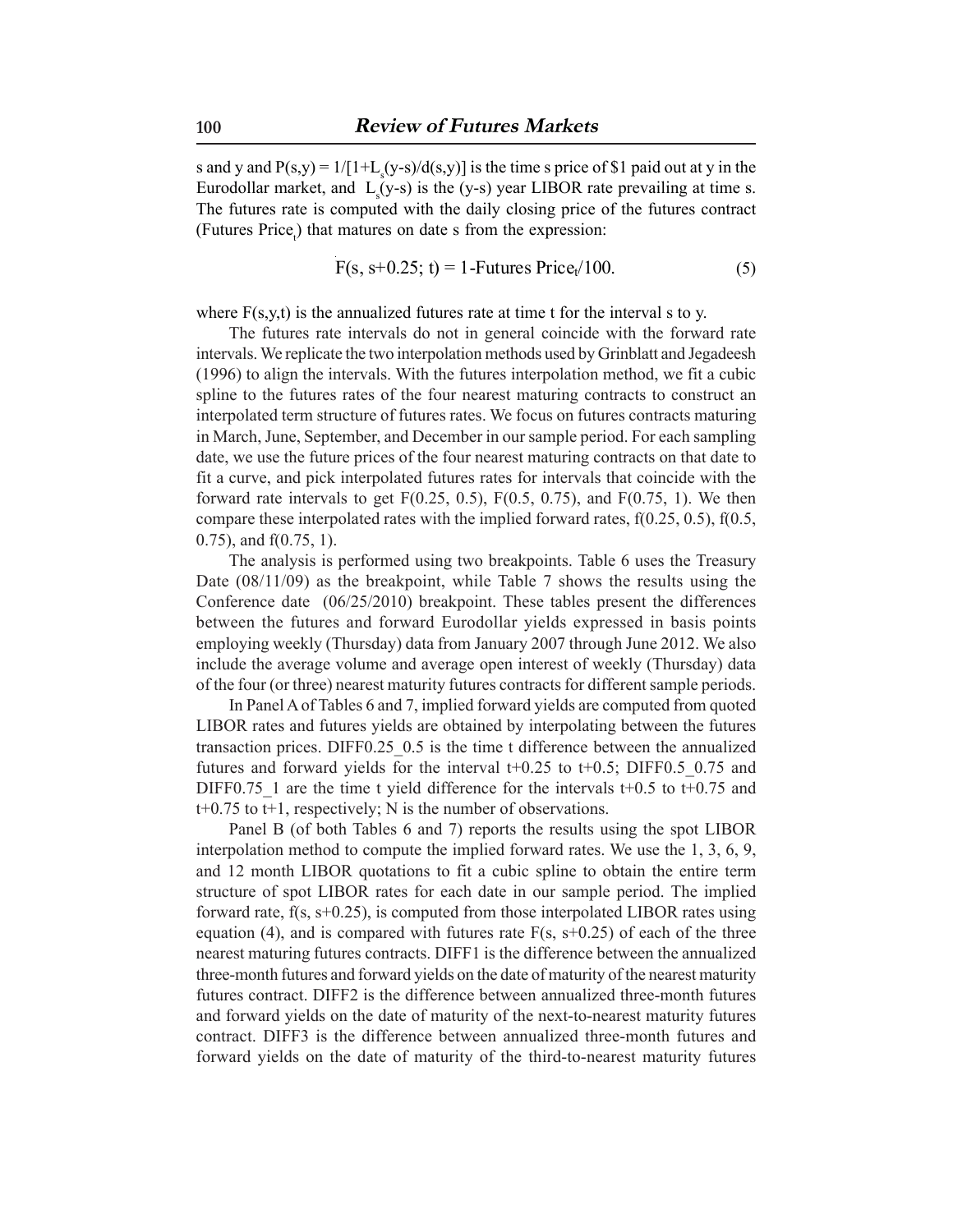s and y and $P(s,y) = 1/[1+L_s(y-s)/d(s,y)]$ is the time s price of \$1 paid out at y in the Eurodollar market, and $L_s(y-s)$ is the (y-s) year LIBOR rate prevailing at time s. The futures rate is computed with the daily closing price of the futures contract (Futures $\text{Price}_t$) that matures on date s from the expression:

$$F(s, s+0.25; t) = 1\text{-Futures Price}_t/100. \tag{5}$$

where F(s,y,t) is the annualized futures rate at time t for the interval s to y.

The futures rate intervals do not in general coincide with the forward rate intervals. We replicate the two interpolation methods used by Grinblatt and Jegadeesh (1996) to align the intervals. With the futures interpolation method, we fit a cubic spline to the futures rates of the four nearest maturing contracts to construct an interpolated term structure of futures rates. We focus on futures contracts maturing in March, June, September, and December in our sample period. For each sampling date, we use the future prices of the four nearest maturing contracts on that date to fit a curve, and pick interpolated futures rates for intervals that coincide with the forward rate intervals to get F(0.25, 0.5), F(0.5, 0.75), and F(0.75, 1). We then compare these interpolated rates with the implied forward rates, f(0.25, 0.5), f(0.5, 0.75), and f(0.75, 1).

The analysis is performed using two breakpoints. Table 6 uses the Treasury Date (08/11/09) as the breakpoint, while Table 7 shows the results using the Conference date (06/25/2010) breakpoint. These tables present the differences between the futures and forward Eurodollar yields expressed in basis points employing weekly (Thursday) data from January 2007 through June 2012. We also include the average volume and average open interest of weekly (Thursday) data of the four (or three) nearest maturity futures contracts for different sample periods.

In Panel A of Tables 6 and 7, implied forward yields are computed from quoted LIBOR rates and futures yields are obtained by interpolating between the futures transaction prices. DIFF0.25_0.5 is the time t difference between the annualized futures and forward yields for the interval t+0.25 to t+0.5; DIFF0.5_0.75 and DIFF0.75_1 are the time t yield difference for the intervals t+0.5 to t+0.75 and t+0.75 to t+1, respectively; N is the number of observations.

Panel B (of both Tables 6 and 7) reports the results using the spot LIBOR interpolation method to compute the implied forward rates. We use the 1, 3, 6, 9, and 12 month LIBOR quotations to fit a cubic spline to obtain the entire term structure of spot LIBOR rates for each date in our sample period. The implied forward rate, f(s, s+0.25), is computed from those interpolated LIBOR rates using equation (4), and is compared with futures rate F(s, s+0.25) of each of the three nearest maturing futures contracts. DIFF1 is the difference between the annualized three-month futures and forward yields on the date of maturity of the nearest maturity futures contract. DIFF2 is the difference between annualized three-month futures and forward yields on the date of maturity of the next-to-nearest maturity futures contract. DIFF3 is the difference between annualized three-month futures and forward yields on the date of maturity of the third-to-nearest maturity futures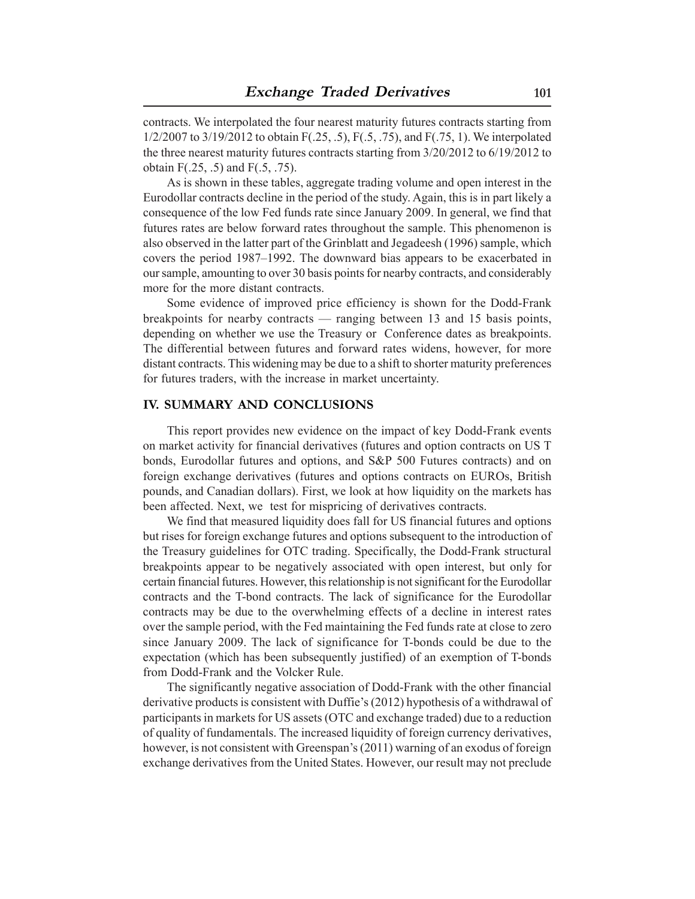contracts. We interpolated the four nearest maturity futures contracts starting from 1/2/2007 to 3/19/2012 to obtain F(.25, .5), F(.5, .75), and F(.75, 1). We interpolated the three nearest maturity futures contracts starting from 3/20/2012 to 6/19/2012 to obtain F(.25, .5) and F(.5, .75).

As is shown in these tables, aggregate trading volume and open interest in the Eurodollar contracts decline in the period of the study. Again, this is in part likely a consequence of the low Fed funds rate since January 2009. In general, we find that futures rates are below forward rates throughout the sample. This phenomenon is also observed in the latter part of the Grinblatt and Jegadeesh (1996) sample, which covers the period 1987–1992. The downward bias appears to be exacerbated in our sample, amounting to over 30 basis points for nearby contracts, and considerably more for the more distant contracts.

Some evidence of improved price efficiency is shown for the Dodd-Frank breakpoints for nearby contracts — ranging between 13 and 15 basis points, depending on whether we use the Treasury or Conference dates as breakpoints. The differential between futures and forward rates widens, however, for more distant contracts. This widening may be due to a shift to shorter maturity preferences for futures traders, with the increase in market uncertainty.

## IV. SUMMARY AND CONCLUSIONS

This report provides new evidence on the impact of key Dodd-Frank events on market activity for financial derivatives (futures and option contracts on US T bonds, Eurodollar futures and options, and S&P 500 Futures contracts) and on foreign exchange derivatives (futures and options contracts on EUROs, British pounds, and Canadian dollars). First, we look at how liquidity on the markets has been affected. Next, we test for mispricing of derivatives contracts.

We find that measured liquidity does fall for US financial futures and options but rises for foreign exchange futures and options subsequent to the introduction of the Treasury guidelines for OTC trading. Specifically, the Dodd-Frank structural breakpoints appear to be negatively associated with open interest, but only for certain financial futures. However, this relationship is not significant for the Eurodollar contracts and the T-bond contracts. The lack of significance for the Eurodollar contracts may be due to the overwhelming effects of a decline in interest rates over the sample period, with the Fed maintaining the Fed funds rate at close to zero since January 2009. The lack of significance for T-bonds could be due to the expectation (which has been subsequently justified) of an exemption of T-bonds from Dodd-Frank and the Volcker Rule.

The significantly negative association of Dodd-Frank with the other financial derivative products is consistent with Duffie's (2012) hypothesis of a withdrawal of participants in markets for US assets (OTC and exchange traded) due to a reduction of quality of fundamentals. The increased liquidity of foreign currency derivatives, however, is not consistent with Greenspan's (2011) warning of an exodus of foreign exchange derivatives from the United States. However, our result may not preclude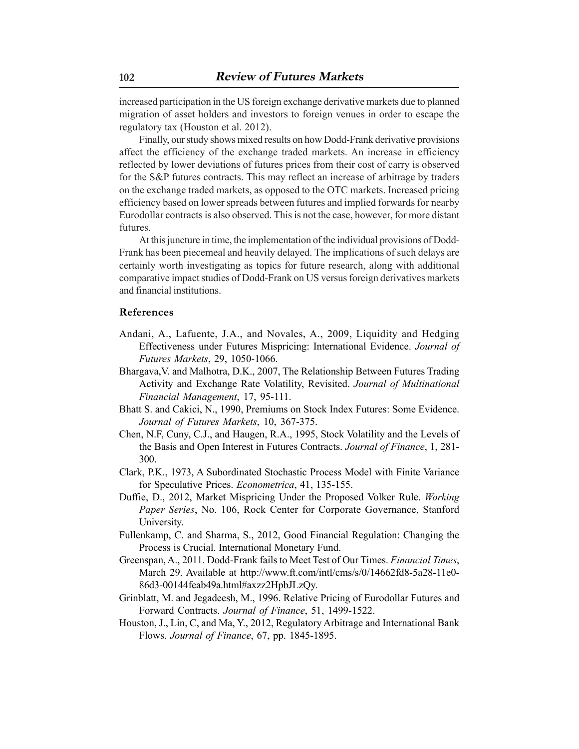increased participation in the US foreign exchange derivative markets due to planned migration of asset holders and investors to foreign venues in order to escape the regulatory tax (Houston et al. 2012).

Finally, our study shows mixed results on how Dodd-Frank derivative provisions affect the efficiency of the exchange traded markets. An increase in efficiency reflected by lower deviations of futures prices from their cost of carry is observed for the S&P futures contracts. This may reflect an increase of arbitrage by traders on the exchange traded markets, as opposed to the OTC markets. Increased pricing efficiency based on lower spreads between futures and implied forwards for nearby Eurodollar contracts is also observed. This is not the case, however, for more distant futures.

At this juncture in time, the implementation of the individual provisions of Dodd-Frank has been piecemeal and heavily delayed. The implications of such delays are certainly worth investigating as topics for future research, along with additional comparative impact studies of Dodd-Frank on US versus foreign derivatives markets and financial institutions.

## References

Andani, A., Lafuente, J.A., and Novales, A., 2009, Liquidity and Hedging Effectiveness under Futures Mispricing: International Evidence. *Journal of Futures Markets*, 29, 1050-1066.

Bhargava,V. and Malhotra, D.K., 2007, The Relationship Between Futures Trading Activity and Exchange Rate Volatility, Revisited. *Journal of Multinational Financial Management*, 17, 95-111.

Bhatt S. and Cakici, N., 1990, Premiums on Stock Index Futures: Some Evidence. *Journal of Futures Markets*, 10, 367-375.

Chen, N.F, Cuny, C.J., and Haugen, R.A., 1995, Stock Volatility and the Levels of the Basis and Open Interest in Futures Contracts. *Journal of Finance*, 1, 281-300.

Clark, P.K., 1973, A Subordinated Stochastic Process Model with Finite Variance for Speculative Prices. *Econometrica*, 41, 135-155.

Duffie, D., 2012, Market Mispricing Under the Proposed Volker Rule. *Working Paper Series*, No. 106, Rock Center for Corporate Governance, Stanford University.

Fullenkamp, C. and Sharma, S., 2012, Good Financial Regulation: Changing the Process is Crucial. International Monetary Fund.

Greenspan, A., 2011. Dodd-Frank fails to Meet Test of Our Times. *Financial Times*, March 29. Available at http://www.ft.com/intl/cms/s/0/14662fd8-5a28-11e0-86d3-00144feab49a.html#axzz2HpbJLzQy.

Grinblatt, M. and Jegadeesh, M., 1996. Relative Pricing of Eurodollar Futures and Forward Contracts. *Journal of Finance*, 51, 1499-1522.

Houston, J., Lin, C, and Ma, Y., 2012, Regulatory Arbitrage and International Bank Flows. *Journal of Finance*, 67, pp. 1845-1895.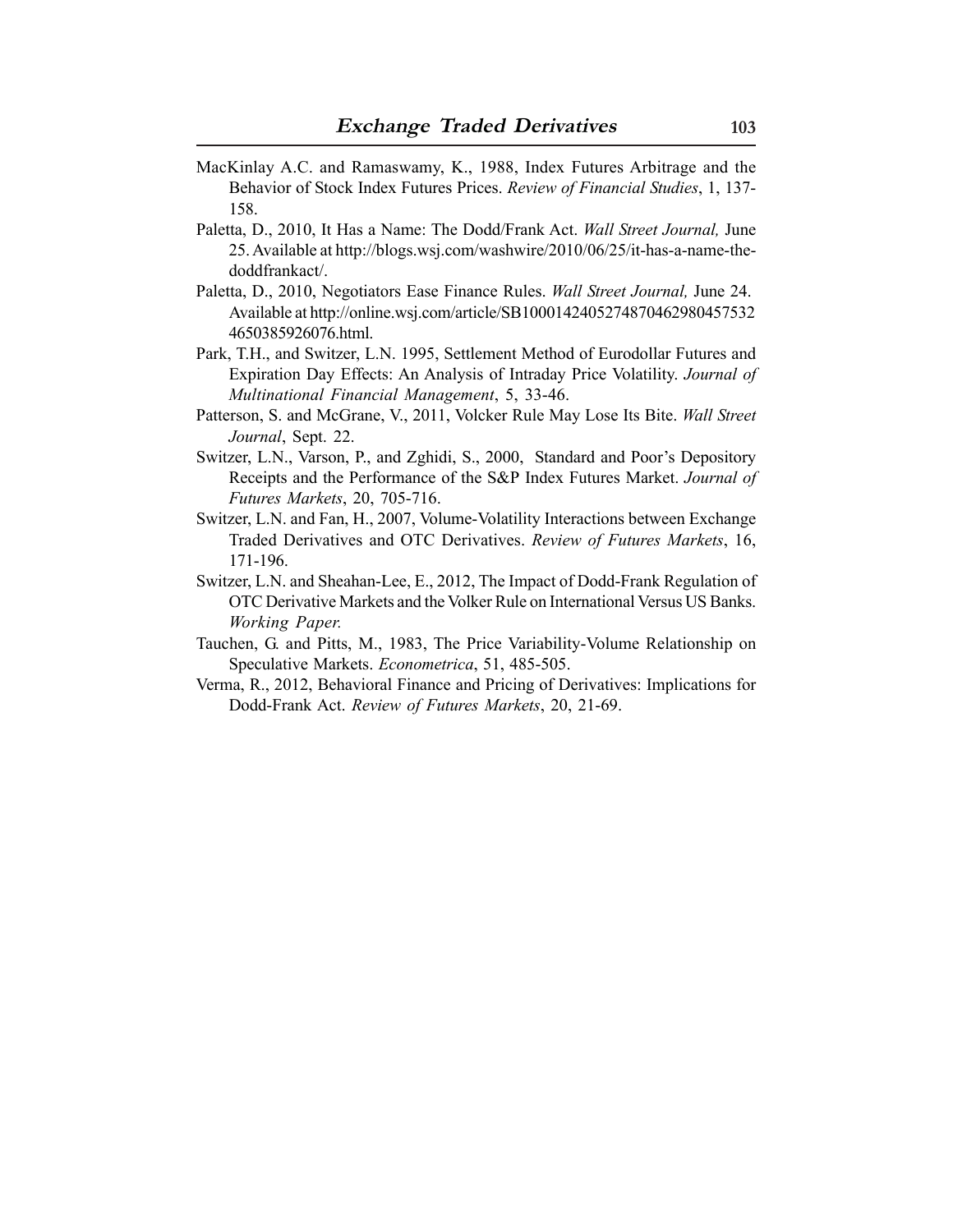MacKinlay A.C. and Ramaswamy, K., 1988, Index Futures Arbitrage and the Behavior of Stock Index Futures Prices. *Review of Financial Studies*, 1, 137-158.

Paletta, D., 2010, It Has a Name: The Dodd/Frank Act. *Wall Street Journal,* June 25. Available at http://blogs.wsj.com/washwire/2010/06/25/it-has-a-name-the-doddfrankact/.

Paletta, D., 2010, Negotiators Ease Finance Rules. *Wall Street Journal,* June 24. Available at http://online.wsj.com/article/SB100014240527487046298045753246503859260 76.html.

Park, T.H., and Switzer, L.N. 1995, Settlement Method of Eurodollar Futures and Expiration Day Effects: An Analysis of Intraday Price Volatility. *Journal of Multinational Financial Management*, 5, 33-46.

Patterson, S. and McGrane, V., 2011, Volcker Rule May Lose Its Bite. *Wall Street Journal*, Sept. 22.

Switzer, L.N., Varson, P., and Zghidi, S., 2000, Standard and Poor's Depository Receipts and the Performance of the S&P Index Futures Market. *Journal of Futures Markets*, 20, 705-716.

Switzer, L.N. and Fan, H., 2007, Volume-Volatility Interactions between Exchange Traded Derivatives and OTC Derivatives. *Review of Futures Markets*, 16, 171-196.

Switzer, L.N. and Sheahan-Lee, E., 2012, The Impact of Dodd-Frank Regulation of OTC Derivative Markets and the Volker Rule on International Versus US Banks. *Working Paper.*

Tauchen, G. and Pitts, M., 1983, The Price Variability-Volume Relationship on Speculative Markets. *Econometrica*, 51, 485-505.

Verma, R., 2012, Behavioral Finance and Pricing of Derivatives: Implications for Dodd-Frank Act. *Review of Futures Markets*, 20, 21-69.